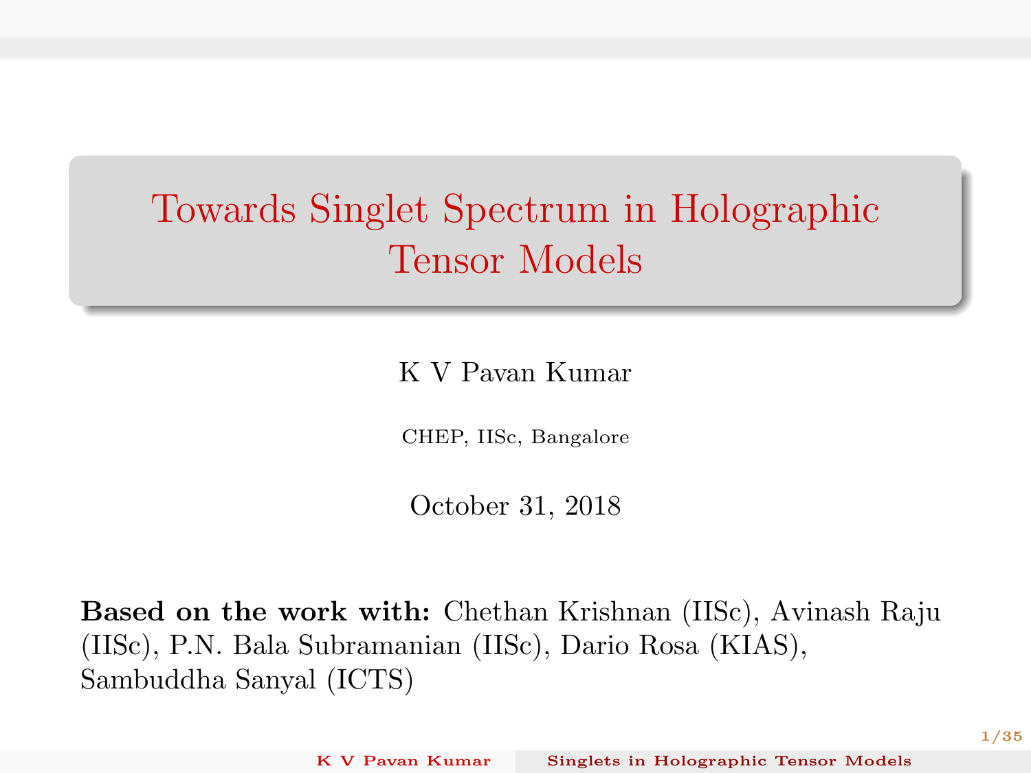# Towards Singlet Spectrum in Holographic Tensor Models

K V Pavan Kumar

CHEP, IISc, Bangalore

October 31, 2018

**Based on the work with:** Chethan Krishnan (IISc), Avinash Raju (IISc), P.N. Bala Subramanian (IISc), Dario Rosa (KIAS), Sambuddha Sanyal (ICTS)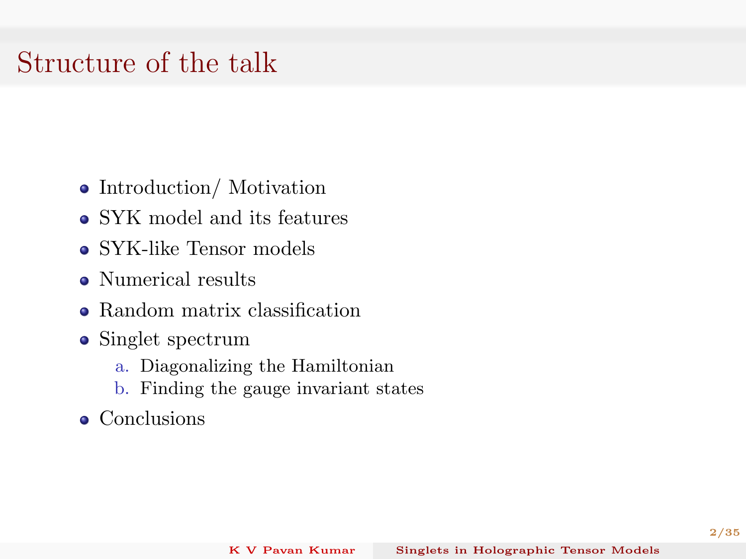# Structure of the talk

- Introduction/ Motivation
- SYK model and its features
- SYK-like Tensor models
- Numerical results
- Random matrix classification
- Singlet spectrum
  a. Diagonalizing the Hamiltonian
  b. Finding the gauge invariant states
- Conclusions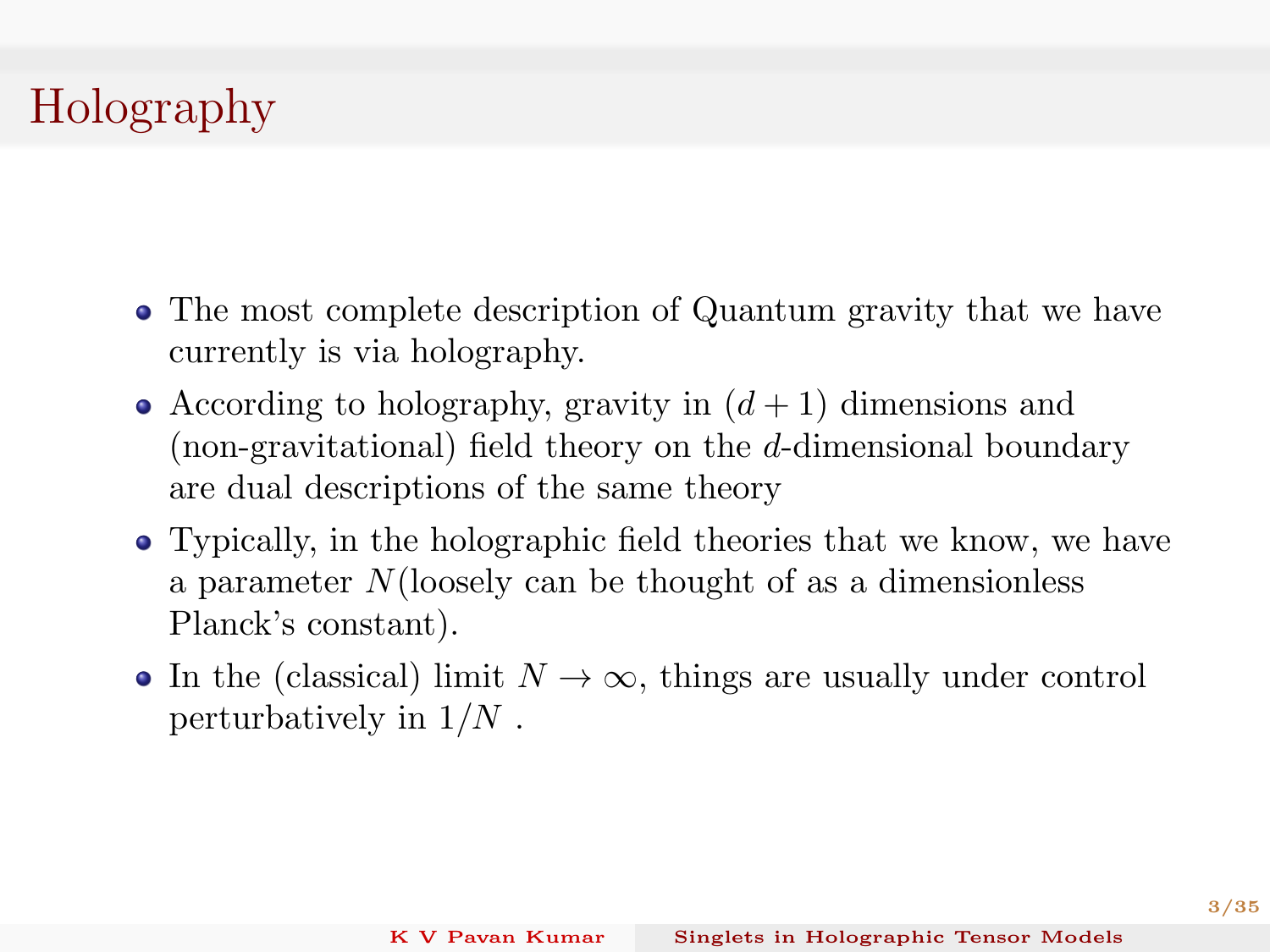# Holography

- The most complete description of Quantum gravity that we have currently is via holography.
- According to holography, gravity in $(d+1)$ dimensions and (non-gravitational) field theory on the $d$-dimensional boundary are dual descriptions of the same theory
- Typically, in the holographic field theories that we know, we have a parameter $N$(loosely can be thought of as a dimensionless Planck's constant).
- In the (classical) limit $N \to \infty$, things are usually under control perturbatively in $1/N$ .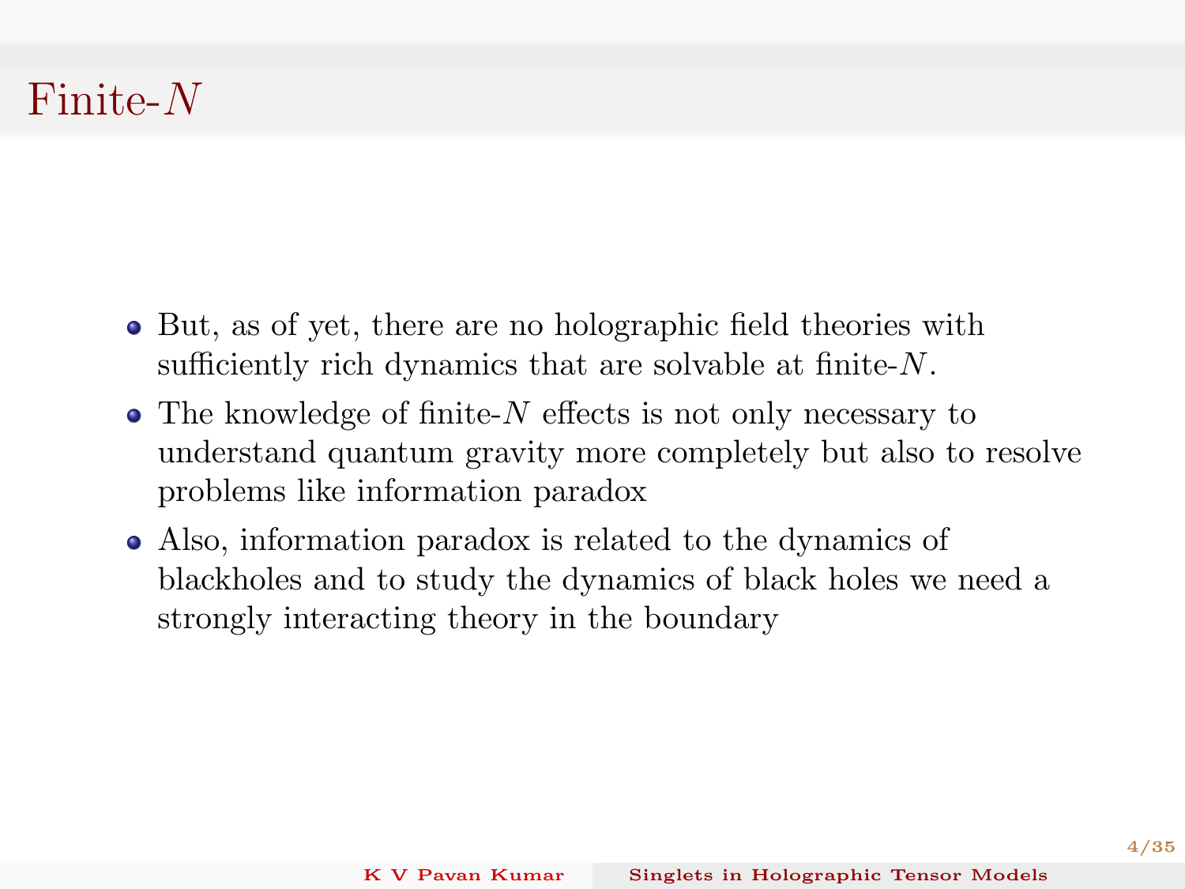# Finite-$N$

- But, as of yet, there are no holographic field theories with sufficiently rich dynamics that are solvable at finite-$N$.
- The knowledge of finite-$N$ effects is not only necessary to understand quantum gravity more completely but also to resolve problems like information paradox
- Also, information paradox is related to the dynamics of blackholes and to study the dynamics of black holes we need a strongly interacting theory in the boundary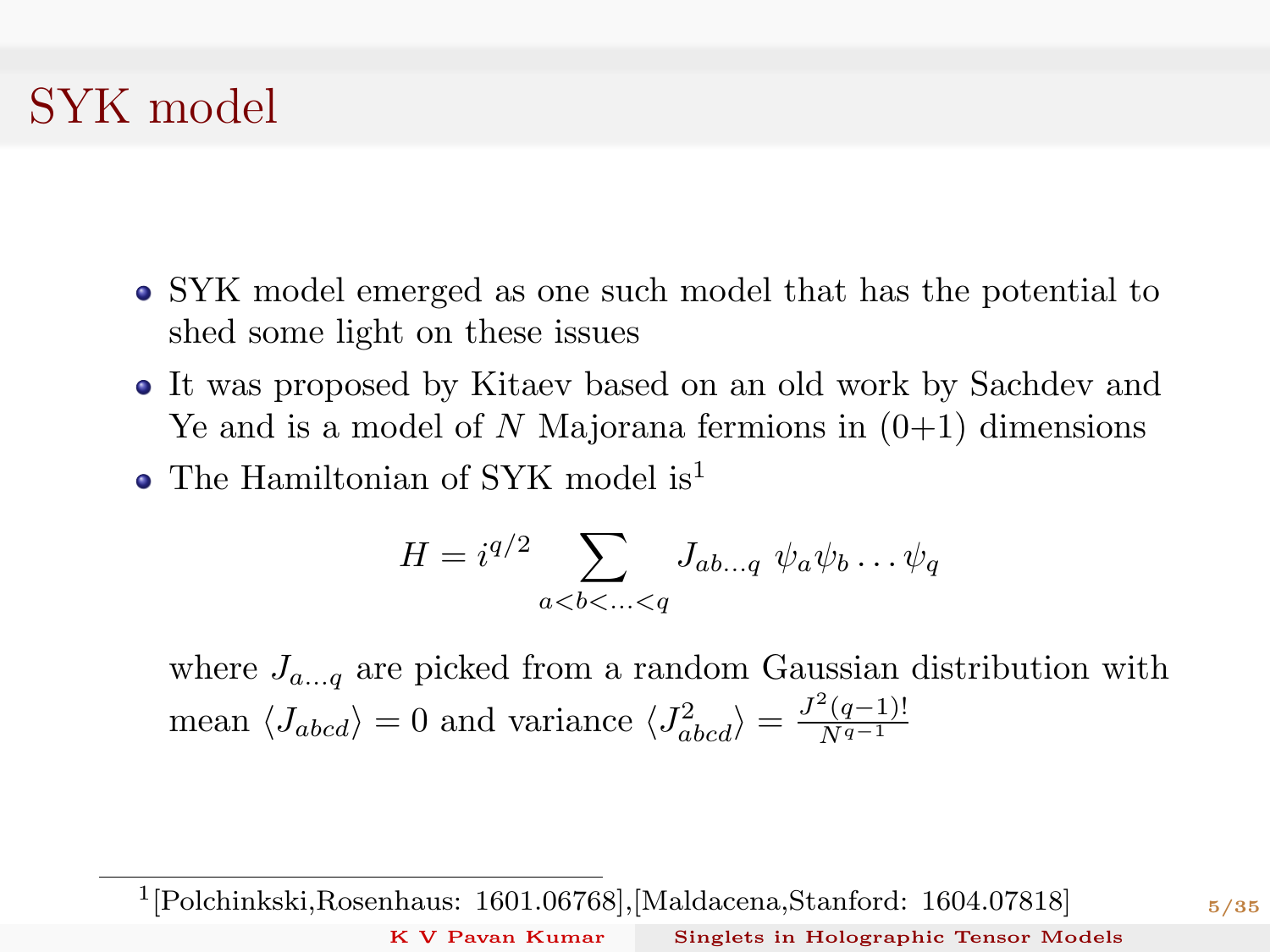# SYK model

- SYK model emerged as one such model that has the potential to shed some light on these issues
- It was proposed by Kitaev based on an old work by Sachdev and Ye and is a model of $N$ Majorana fermions in (0+1) dimensions
- The Hamiltonian of SYK model is[1]

$$H = i^{q/2} \sum_{a<b<\ldots<q} J_{ab\ldots q} \; \psi_a \psi_b \ldots \psi_q$$

where $J_{a\ldots q}$ are picked from a random Gaussian distribution with mean $\langle J_{abcd} \rangle = 0$ and variance $\langle J_{abcd}^2 \rangle = \frac{J^2 (q-1)!}{N^{q-1}}$

[1] [Polchinkski,Rosenhaus: 1601.06768],[Maldacena,Stanford: 1604.07818]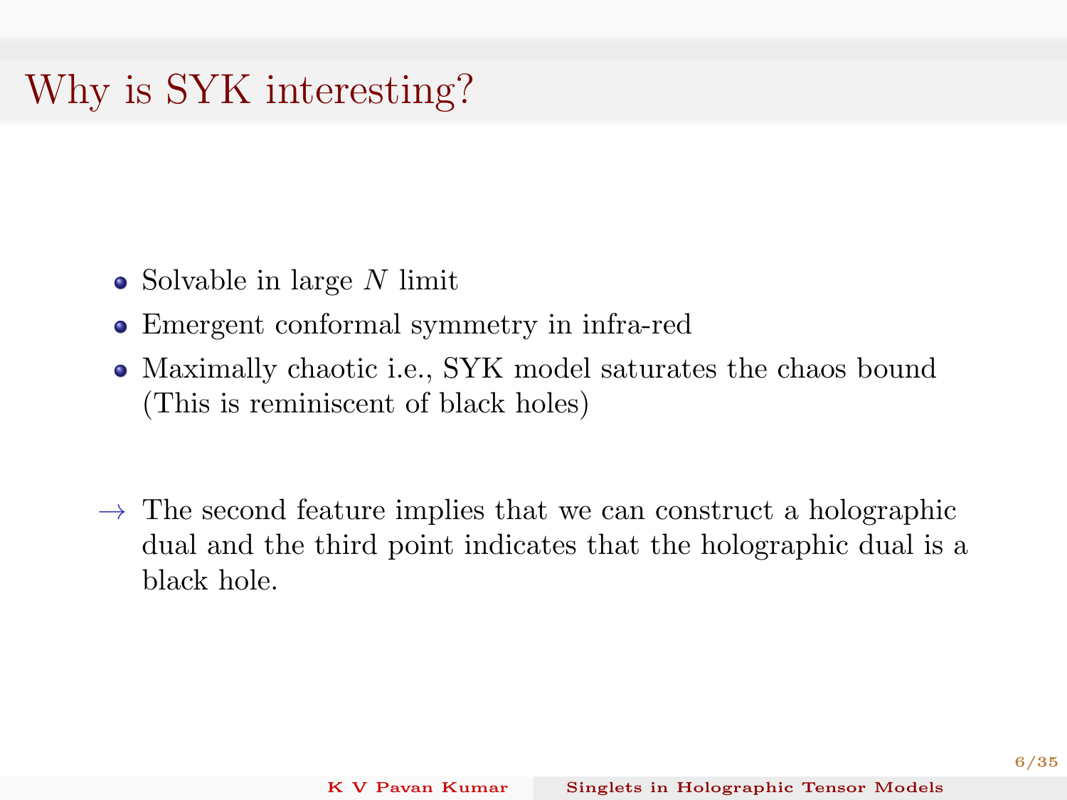# Why is SYK interesting?

- Solvable in large $N$ limit
- Emergent conformal symmetry in infra-red
- Maximally chaotic i.e., SYK model saturates the chaos bound (This is reminiscent of black holes)

$\rightarrow$ The second feature implies that we can construct a holographic dual and the third point indicates that the holographic dual is a black hole.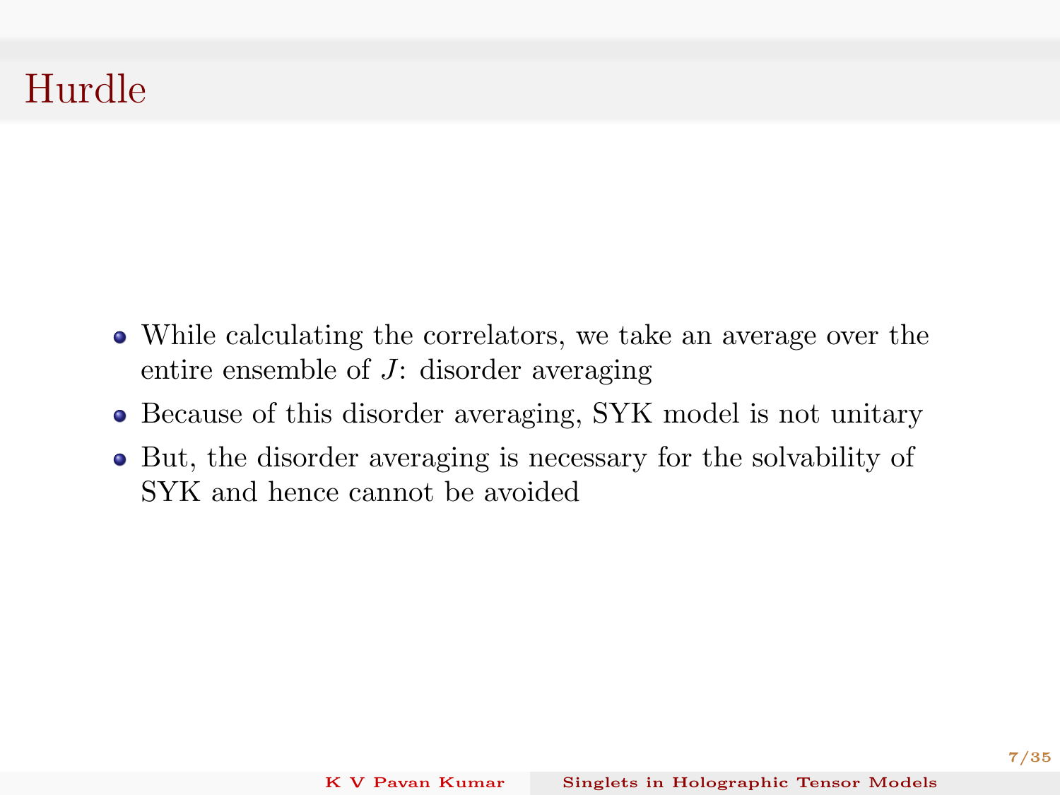# Hurdle

- While calculating the correlators, we take an average over the entire ensemble of $J$: disorder averaging
- Because of this disorder averaging, SYK model is not unitary
- But, the disorder averaging is necessary for the solvability of SYK and hence cannot be avoided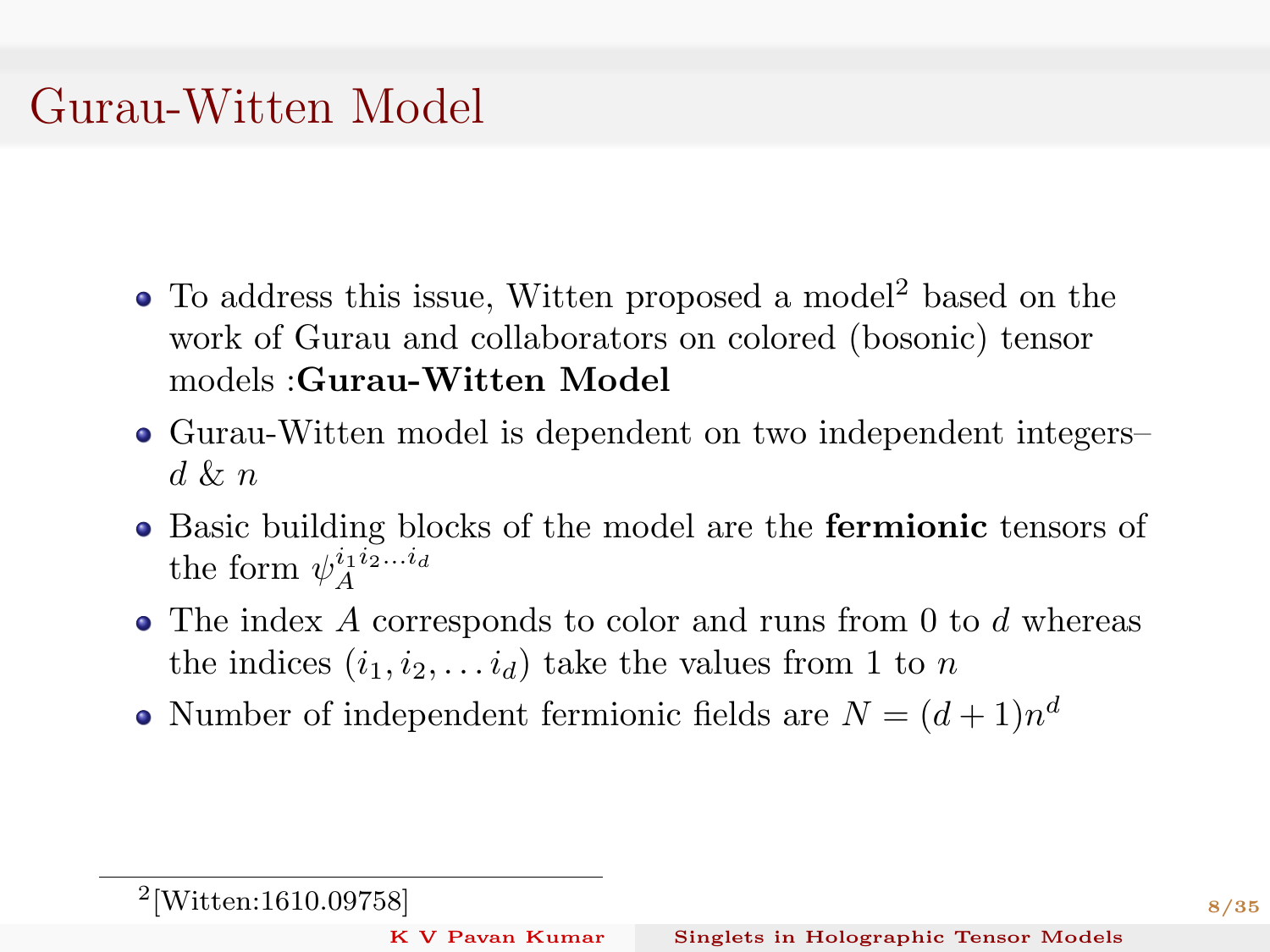# Gurau-Witten Model

- To address this issue, Witten proposed a model[2] based on the work of Gurau and collaborators on colored (bosonic) tensor models :**Gurau-Witten Model**
- Gurau-Witten model is dependent on two independent integers– $d$ & $n$
- Basic building blocks of the model are the **fermionic** tensors of the form $\psi_A^{i_1 i_2 \ldots i_d}$
- The index $A$ corresponds to color and runs from 0 to $d$ whereas the indices $(i_1, i_2, \ldots i_d)$ take the values from 1 to $n$
- Number of independent fermionic fields are $N = (d+1)n^d$

[2] [Witten:1610.09758]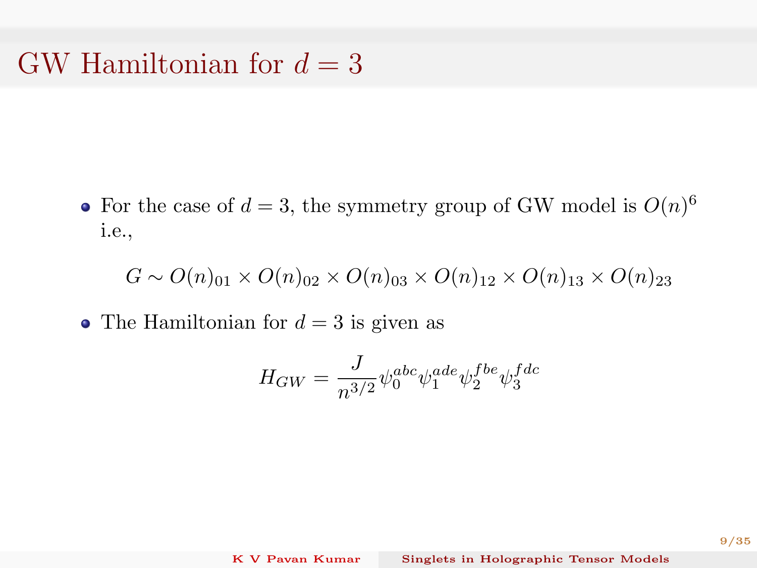# GW Hamiltonian for $d = 3$

- For the case of $d = 3$, the symmetry group of GW model is $O(n)^6$ i.e.,

$$G \sim O(n)_{01} \times O(n)_{02} \times O(n)_{03} \times O(n)_{12} \times O(n)_{13} \times O(n)_{23}$$

- The Hamiltonian for $d = 3$ is given as

$$H_{GW} = \frac{J}{n^{3/2}} \psi_0^{abc} \psi_1^{ade} \psi_2^{fbe} \psi_3^{fdc}$$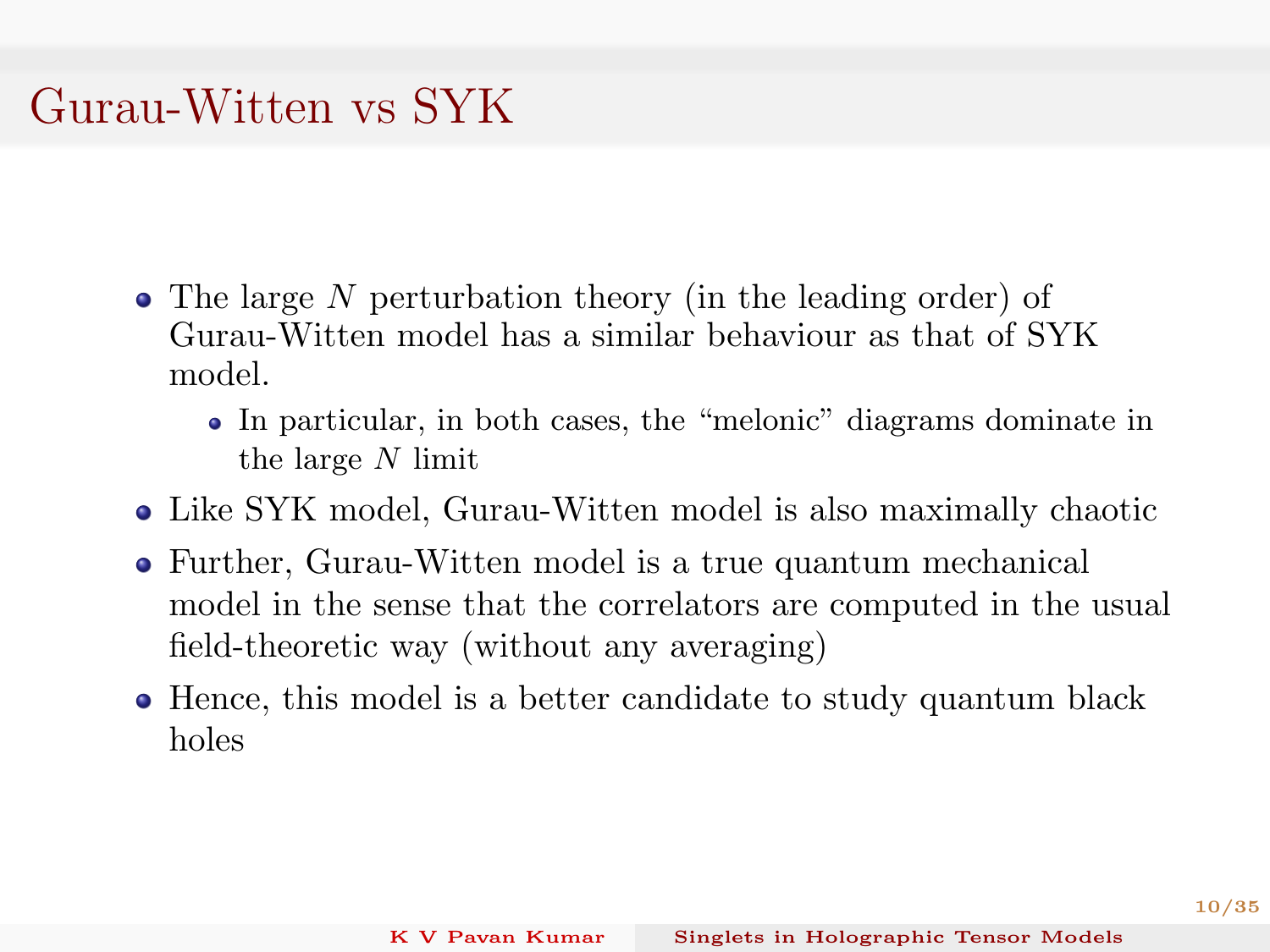# Gurau-Witten vs SYK

- The large $N$ perturbation theory (in the leading order) of Gurau-Witten model has a similar behaviour as that of SYK model.
  - In particular, in both cases, the "melonic" diagrams dominate in the large $N$ limit
- Like SYK model, Gurau-Witten model is also maximally chaotic
- Further, Gurau-Witten model is a true quantum mechanical model in the sense that the correlators are computed in the usual field-theoretic way (without any averaging)
- Hence, this model is a better candidate to study quantum black holes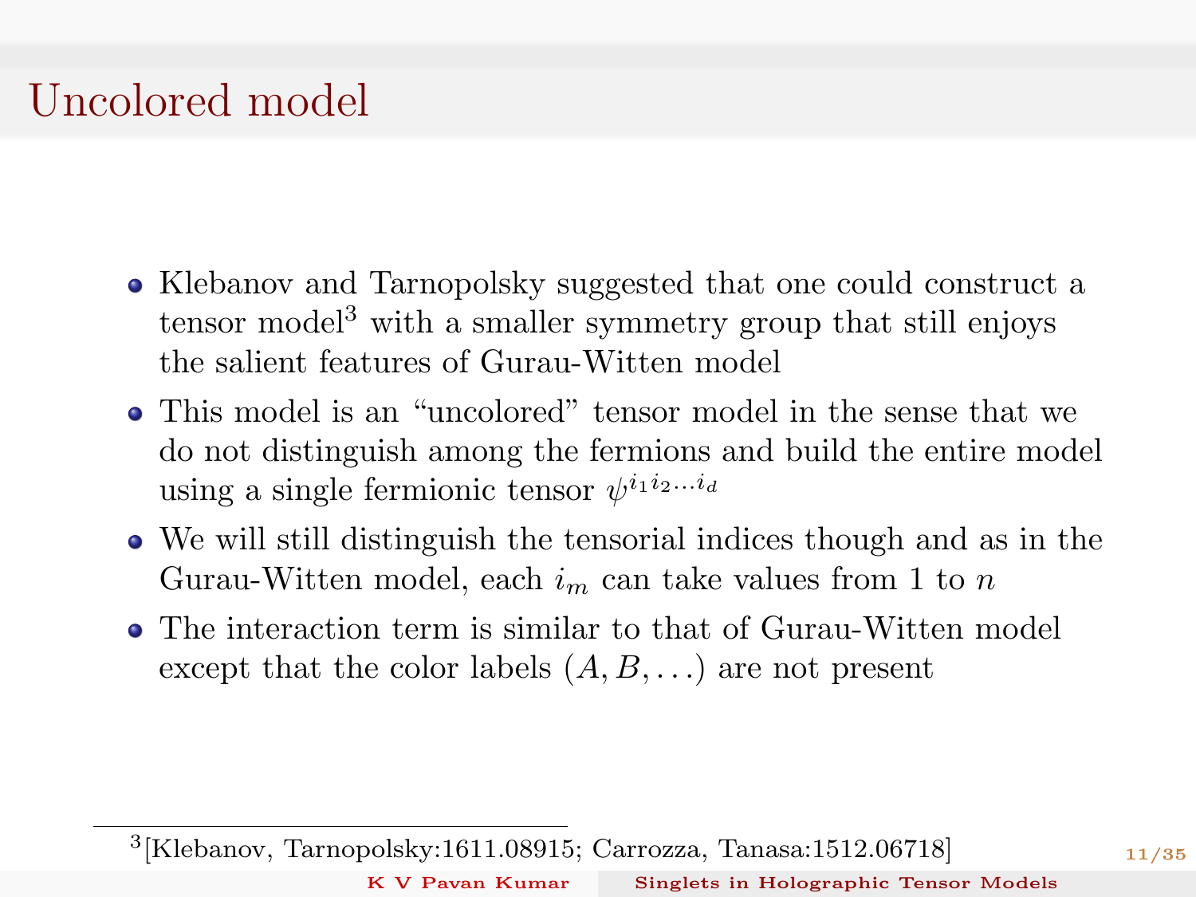# Uncolored model

- Klebanov and Tarnopolsky suggested that one could construct a tensor model[3] with a smaller symmetry group that still enjoys the salient features of Gurau-Witten model
- This model is an "uncolored" tensor model in the sense that we do not distinguish among the fermions and build the entire model using a single fermionic tensor $\psi^{i_1 i_2 \ldots i_d}$
- We will still distinguish the tensorial indices though and as in the Gurau-Witten model, each $i_m$ can take values from 1 to $n$
- The interaction term is similar to that of Gurau-Witten model except that the color labels $(A, B, \ldots)$ are not present

[3] [Klebanov, Tarnopolsky:1611.08915; Carrozza, Tanasa:1512.06718]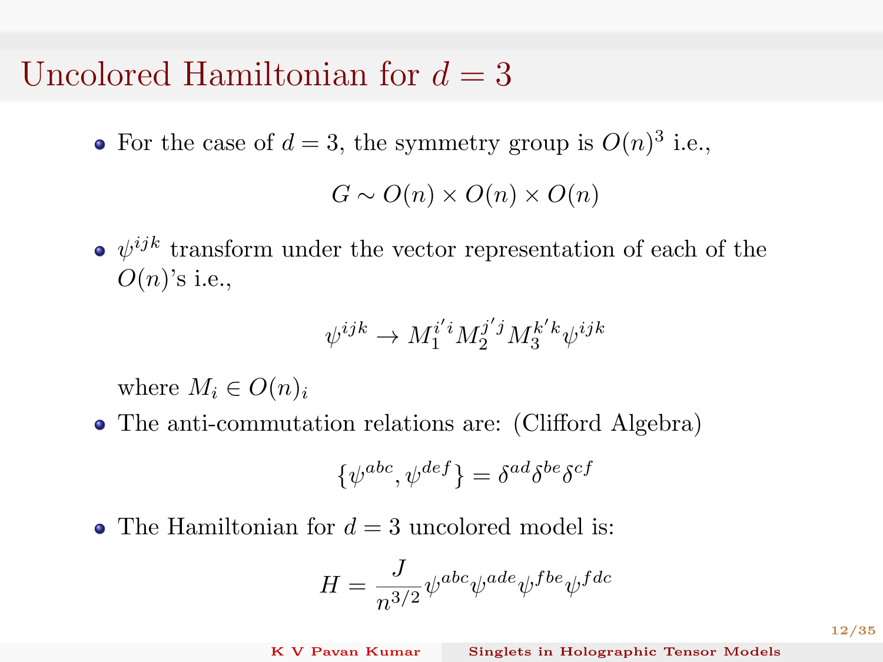# Uncolored Hamiltonian for $d = 3$

- For the case of $d = 3$, the symmetry group is $O(n)^3$ i.e.,

$$G \sim O(n) \times O(n) \times O(n)$$

- $\psi^{ijk}$ transform under the vector representation of each of the $O(n)$'s i.e.,

$$\psi^{ijk} \to M_1^{i'i} M_2^{j'j} M_3^{k'k} \psi^{ijk}$$

  where $M_i \in O(n)_i$

- The anti-commutation relations are: (Clifford Algebra)

$$\{\psi^{abc}, \psi^{def}\} = \delta^{ad}\delta^{be}\delta^{cf}$$

- The Hamiltonian for $d = 3$ uncolored model is:

$$H = \frac{J}{n^{3/2}} \psi^{abc}\psi^{ade}\psi^{fbe}\psi^{fdc}$$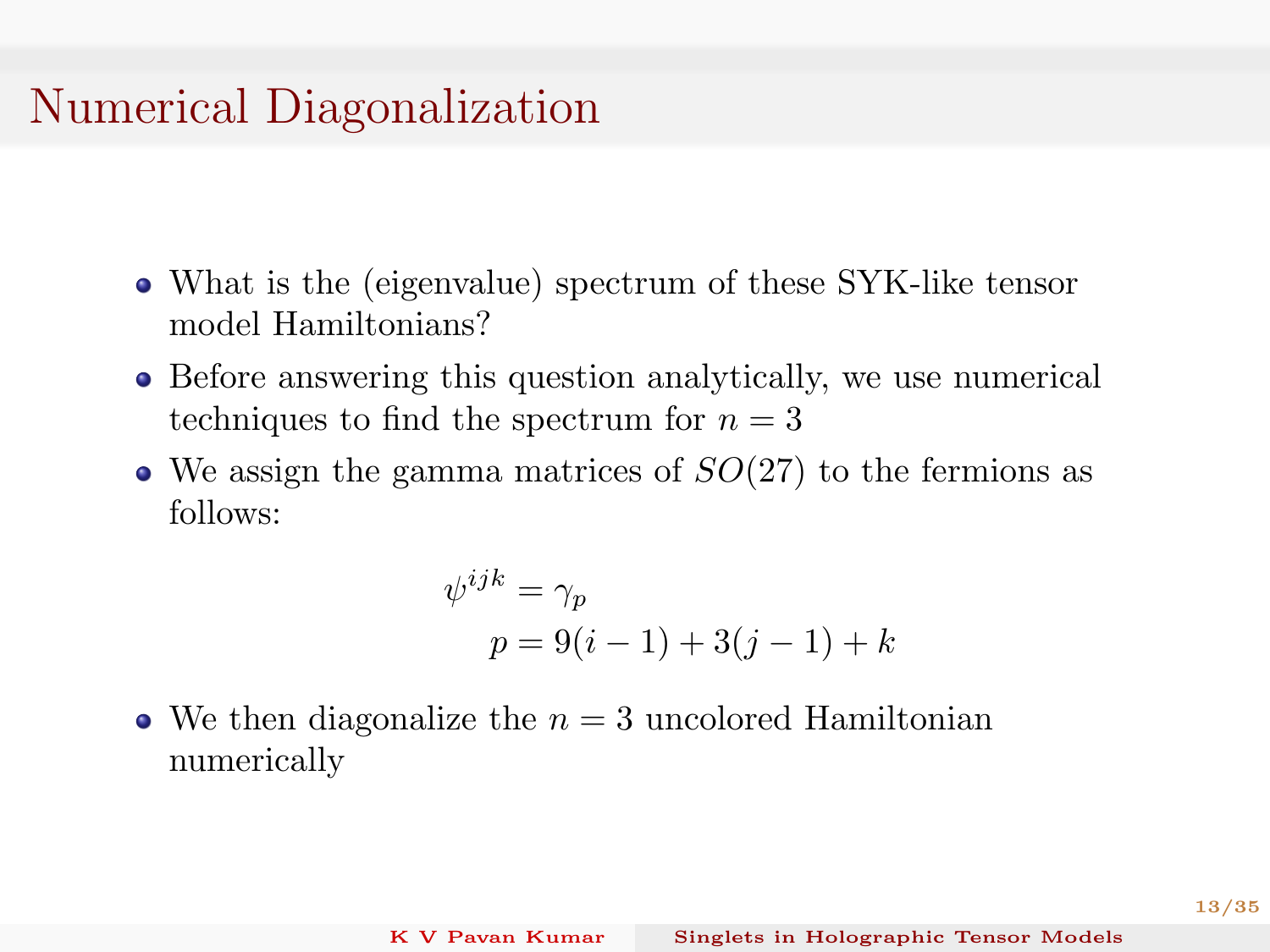# Numerical Diagonalization

- What is the (eigenvalue) spectrum of these SYK-like tensor model Hamiltonians?
- Before answering this question analytically, we use numerical techniques to find the spectrum for $n = 3$
- We assign the gamma matrices of $SO(27)$ to the fermions as follows:

$$
\begin{aligned}
\psi^{ijk} &= \gamma_p \\
p &= 9(i-1) + 3(j-1) + k
\end{aligned}
$$

- We then diagonalize the $n = 3$ uncolored Hamiltonian numerically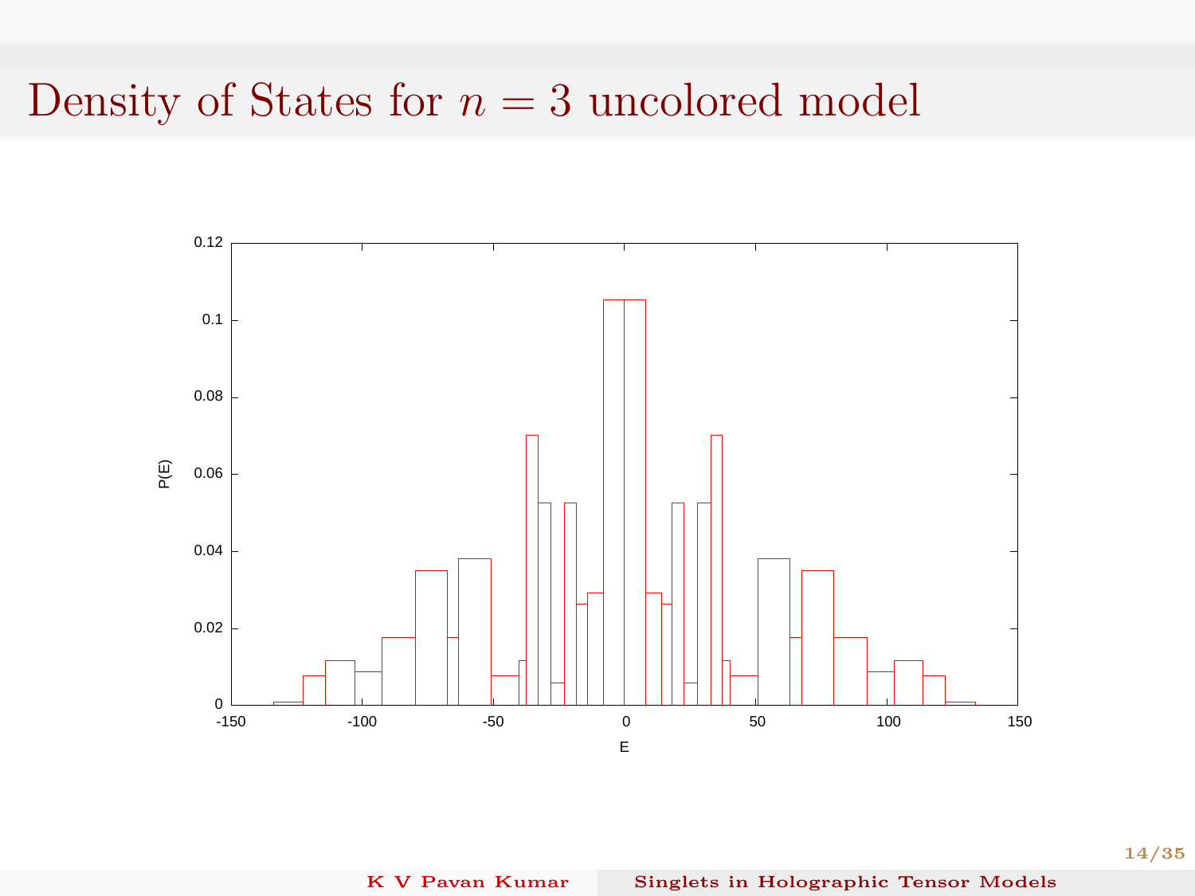# Density of States for $n = 3$ uncolored model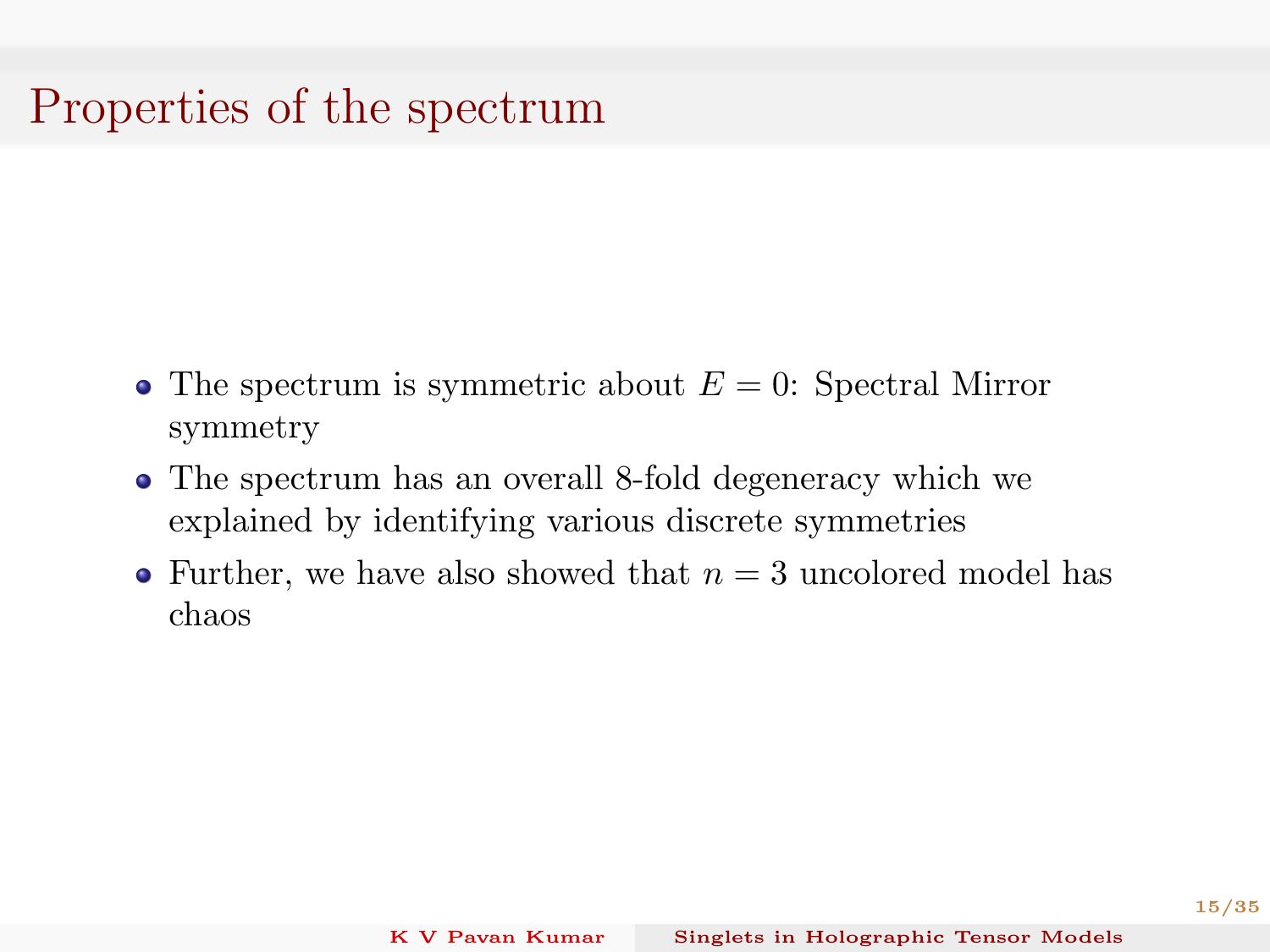# Properties of the spectrum

- The spectrum is symmetric about $E = 0$: Spectral Mirror symmetry
- The spectrum has an overall 8-fold degeneracy which we explained by identifying various discrete symmetries
- Further, we have also showed that $n = 3$ uncolored model has chaos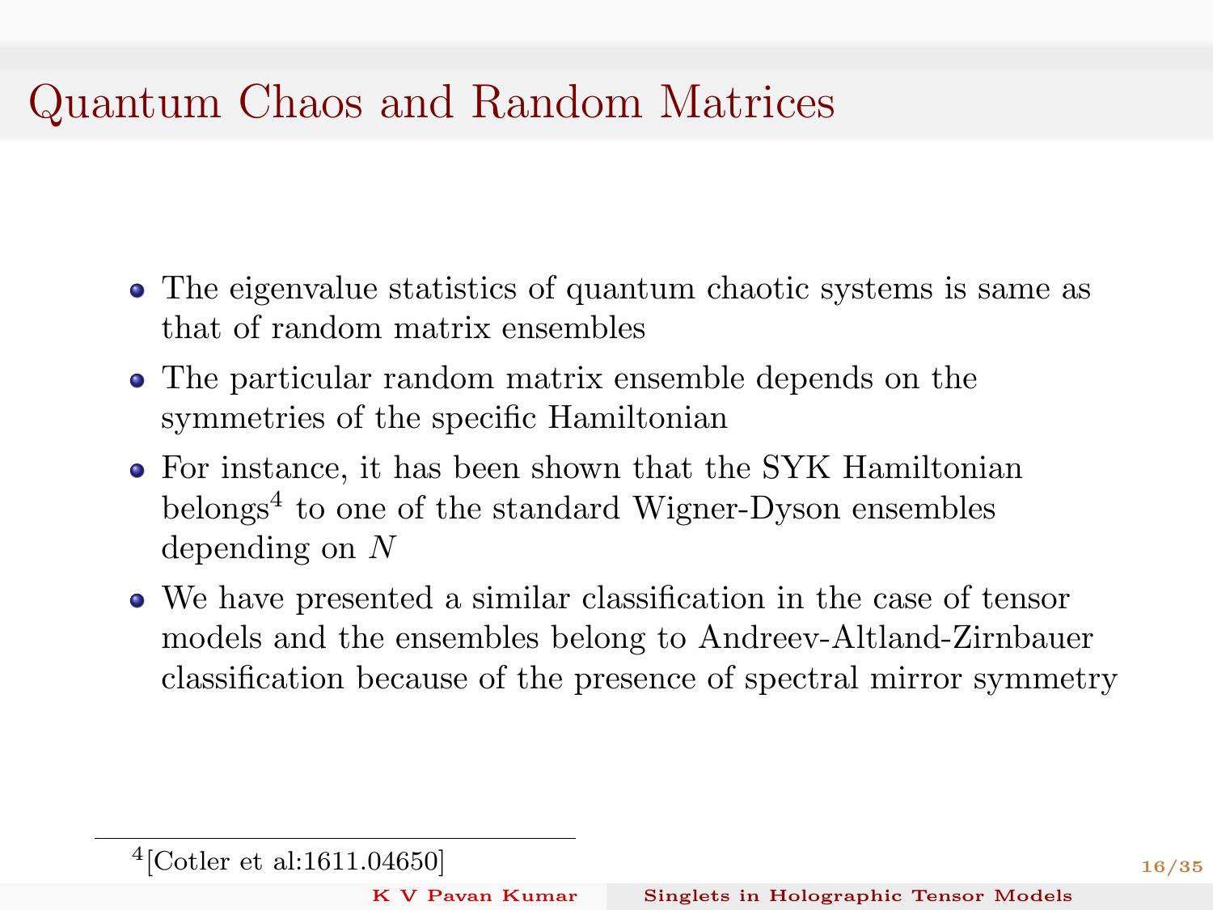# Quantum Chaos and Random Matrices

- The eigenvalue statistics of quantum chaotic systems is same as that of random matrix ensembles
- The particular random matrix ensemble depends on the symmetries of the specific Hamiltonian
- For instance, it has been shown that the SYK Hamiltonian belongs[4] to one of the standard Wigner-Dyson ensembles depending on $N$
- We have presented a similar classification in the case of tensor models and the ensembles belong to Andreev-Altland-Zirnbauer classification because of the presence of spectral mirror symmetry

[4] [Cotler et al:1611.04650]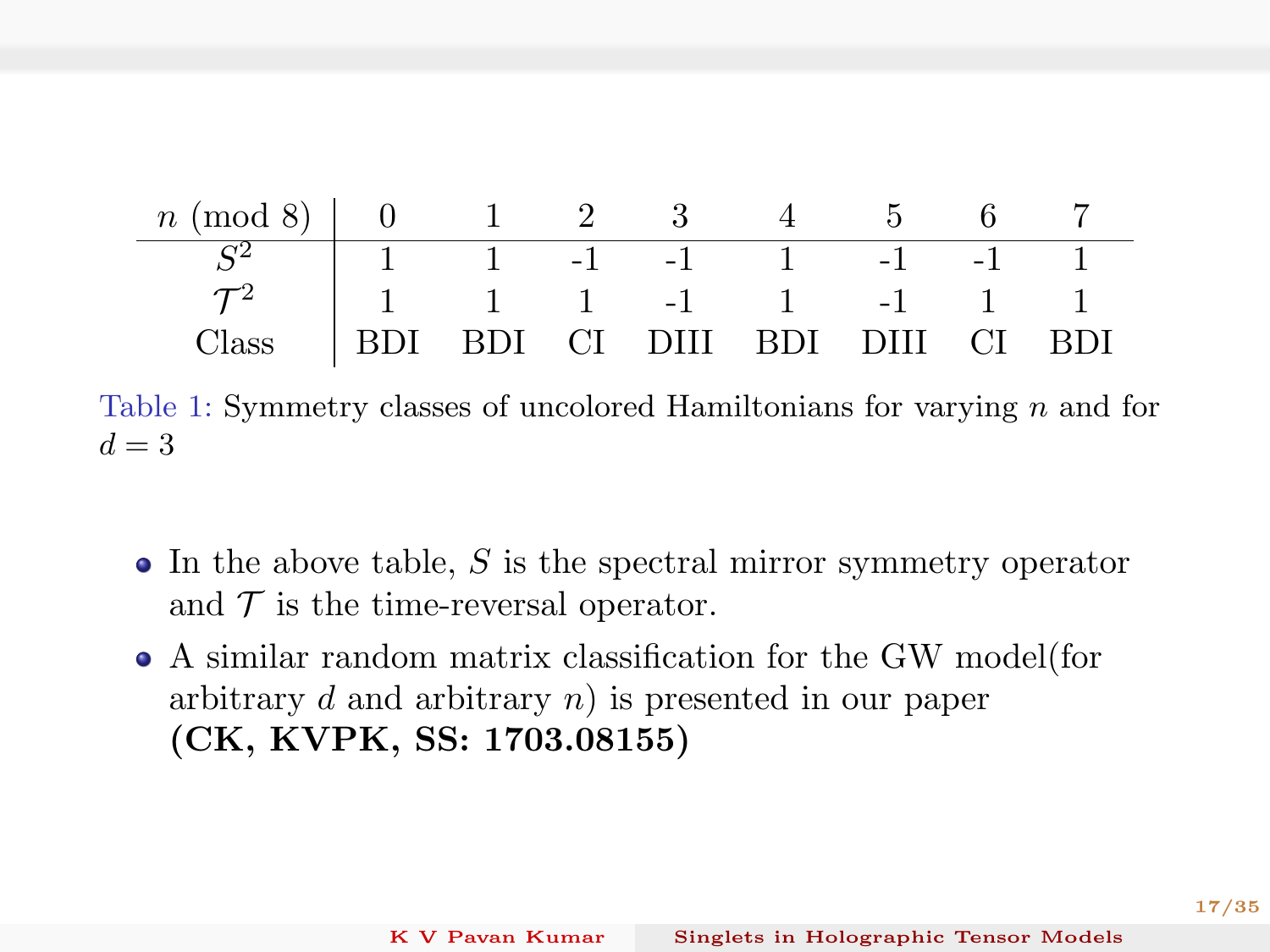| $n \pmod 8$ | 0 | 1 | 2 | 3 | 4 | 5 | 6 | 7 |
|---|---|---|---|---|---|---|---|---|
| $S^2$ | 1 | 1 | -1 | -1 | 1 | -1 | -1 | 1 |
| $\mathcal{T}^2$ | 1 | 1 | 1 | -1 | 1 | -1 | 1 | 1 |
| Class | BDI | BDI | CI | DIII | BDI | DIII | CI | BDI |

Table 1: Symmetry classes of uncolored Hamiltonians for varying $n$ and for $d = 3$

- In the above table, $S$ is the spectral mirror symmetry operator and $\mathcal{T}$ is the time-reversal operator.
- A similar random matrix classification for the GW model(for arbitrary $d$ and arbitrary $n$) is presented in our paper **(CK, KVPK, SS: 1703.08155)**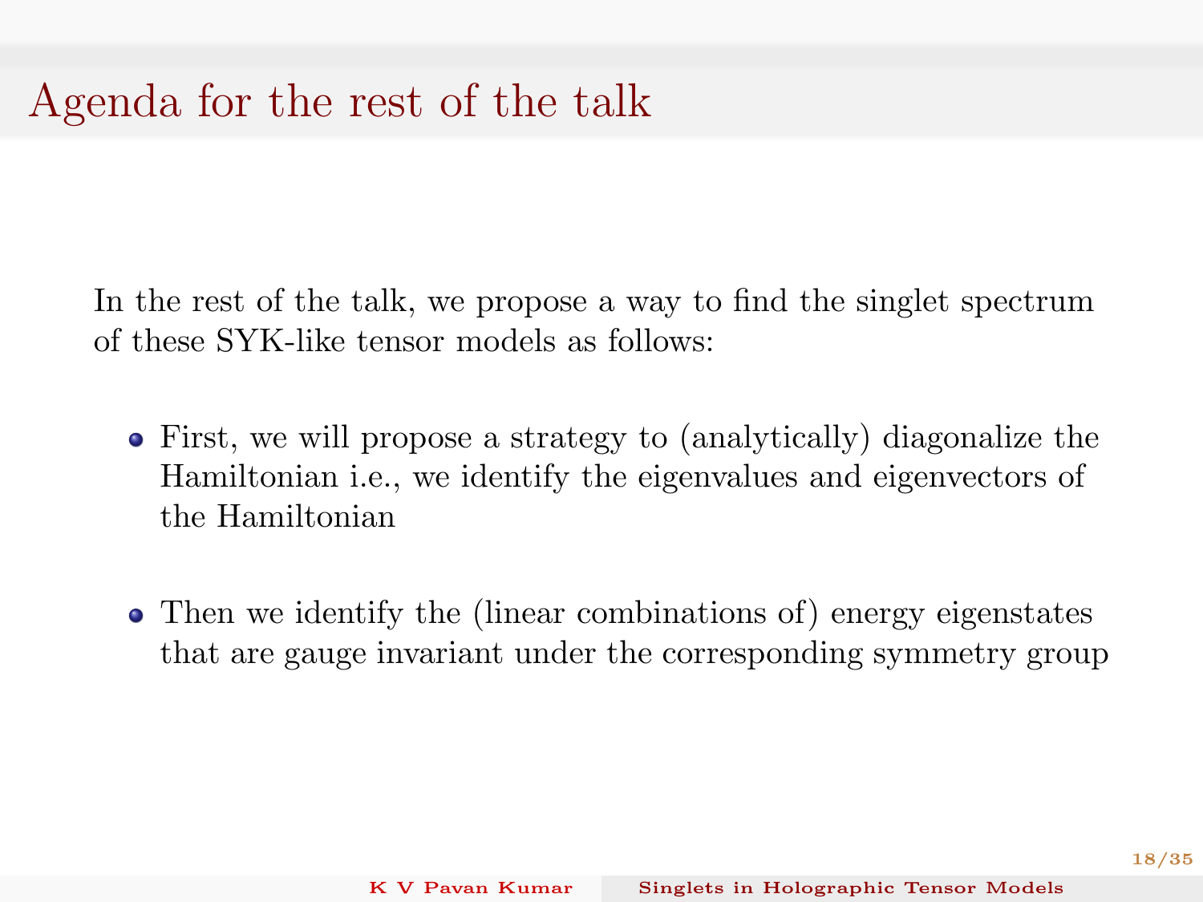# Agenda for the rest of the talk

In the rest of the talk, we propose a way to find the singlet spectrum of these SYK-like tensor models as follows:

- First, we will propose a strategy to (analytically) diagonalize the Hamiltonian i.e., we identify the eigenvalues and eigenvectors of the Hamiltonian
- Then we identify the (linear combinations of) energy eigenstates that are gauge invariant under the corresponding symmetry group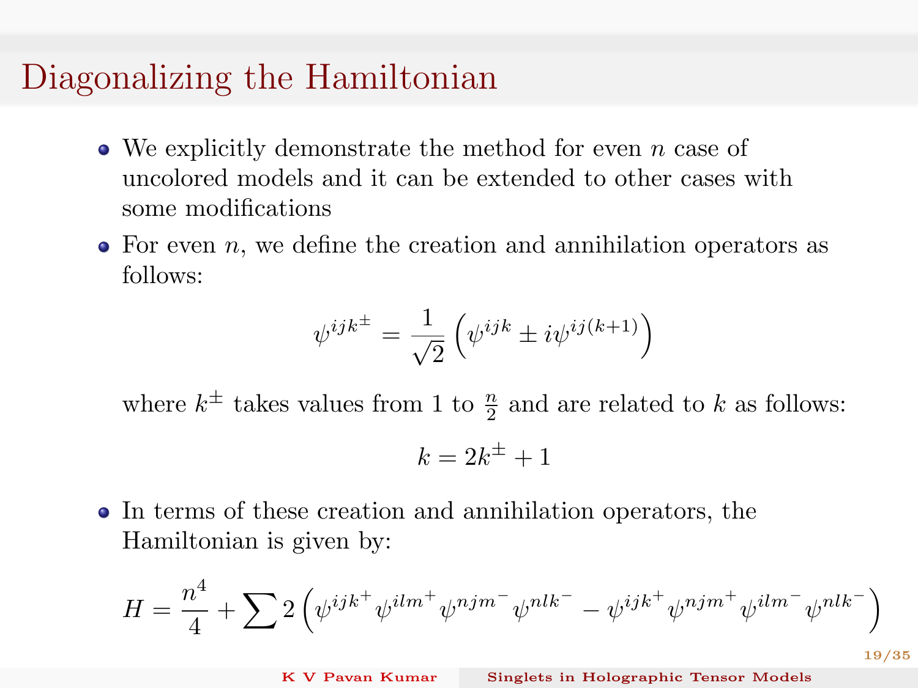# Diagonalizing the Hamiltonian

- We explicitly demonstrate the method for even $n$ case of uncolored models and it can be extended to other cases with some modifications
- For even $n$, we define the creation and annihilation operators as follows:

$$\psi^{ijk^{\pm}} = \frac{1}{\sqrt{2}} \left( \psi^{ijk} \pm i\psi^{ij(k+1)} \right)$$

  where $k^{\pm}$ takes values from 1 to $\frac{n}{2}$ and are related to $k$ as follows:

$$k = 2k^{\pm} + 1$$

- In terms of these creation and annihilation operators, the Hamiltonian is given by:

$$H = \frac{n^4}{4} + \sum 2 \left( \psi^{ijk^+} \psi^{ilm^+} \psi^{njm^-} \psi^{nlk^-} - \psi^{ijk^+} \psi^{njm^+} \psi^{ilm^-} \psi^{nlk^-} \right)$$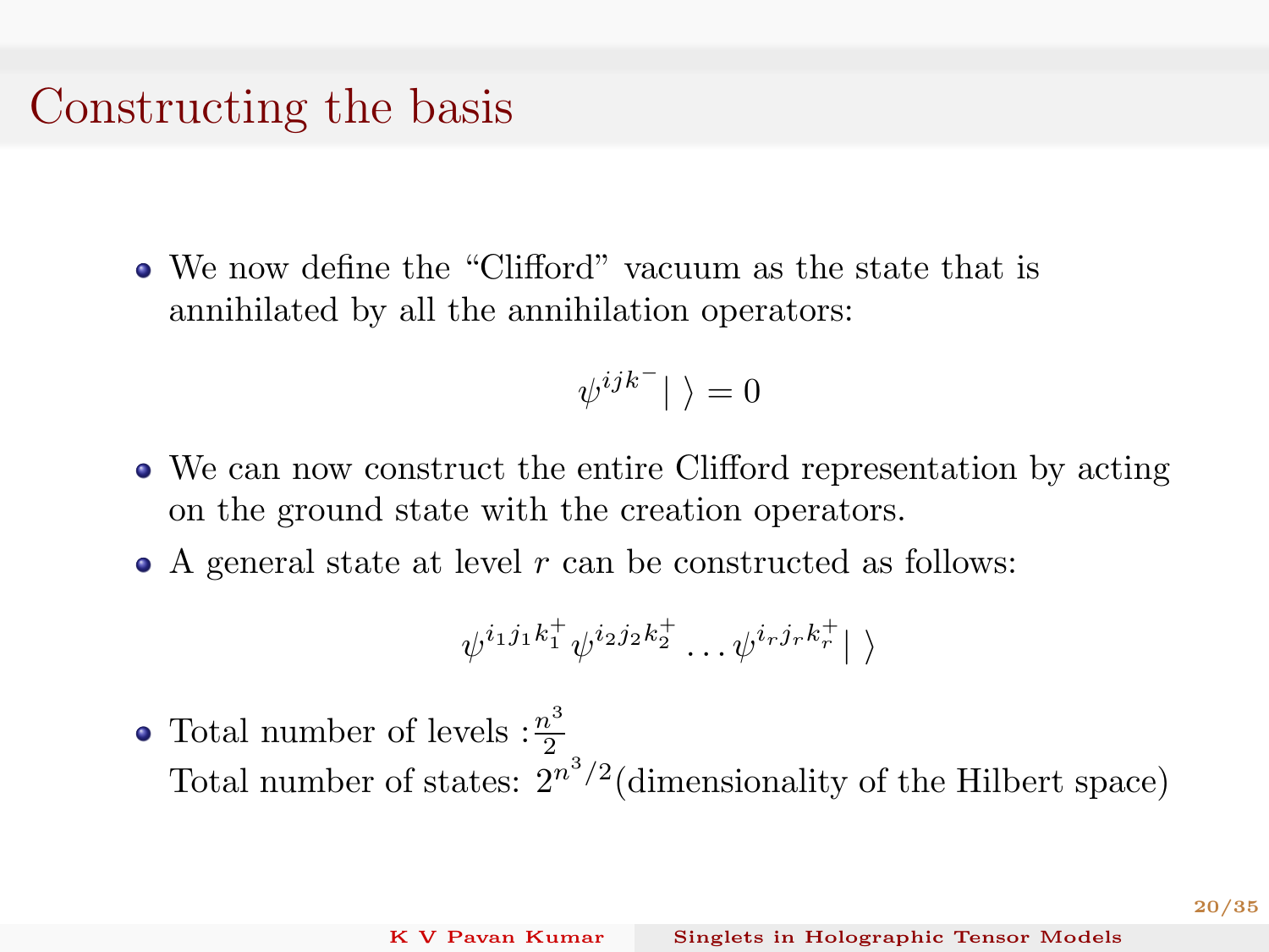# Constructing the basis

- We now define the "Clifford" vacuum as the state that is annihilated by all the annihilation operators:

$$\psi^{ijk^-}|\,\rangle = 0$$

- We can now construct the entire Clifford representation by acting on the ground state with the creation operators.
- A general state at level $r$ can be constructed as follows:

$$\psi^{i_1 j_1 k_1^+}\psi^{i_2 j_2 k_2^+}\ldots\psi^{i_r j_r k_r^+}|\,\rangle$$

- Total number of levels : $\frac{n^3}{2}$
  Total number of states: $2^{n^3/2}$(dimensionality of the Hilbert space)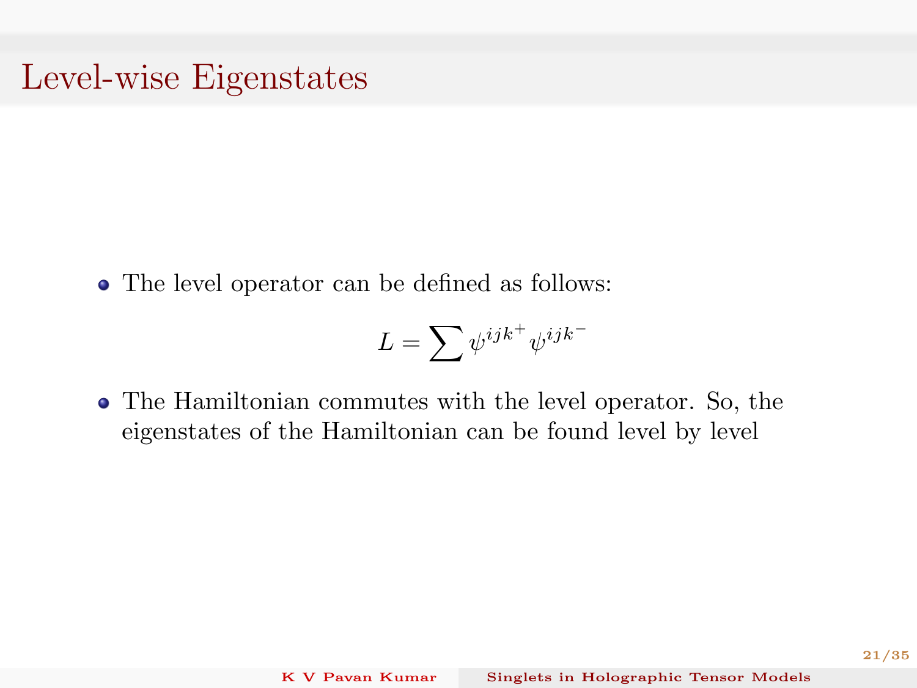# Level-wise Eigenstates

- The level operator can be defined as follows:

$$L = \sum \psi^{ijk^+} \psi^{ijk^-}$$

- The Hamiltonian commutes with the level operator. So, the eigenstates of the Hamiltonian can be found level by level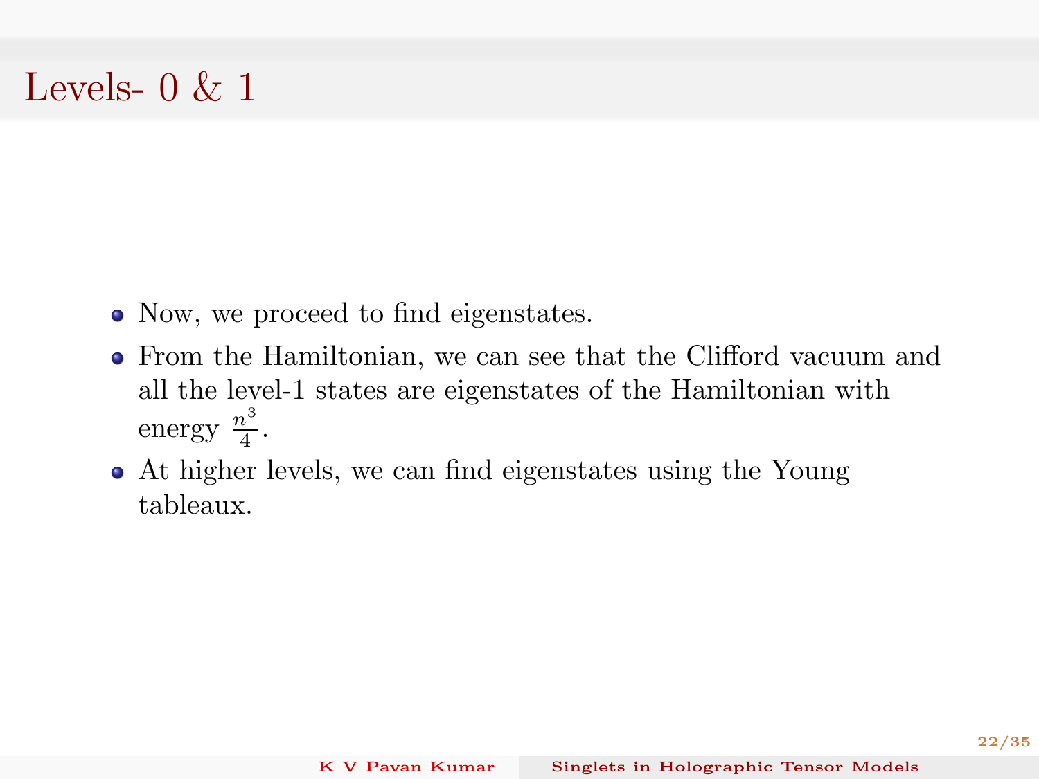# Levels- 0 & 1

- Now, we proceed to find eigenstates.
- From the Hamiltonian, we can see that the Clifford vacuum and all the level-1 states are eigenstates of the Hamiltonian with energy $\frac{n^3}{4}$.
- At higher levels, we can find eigenstates using the Young tableaux.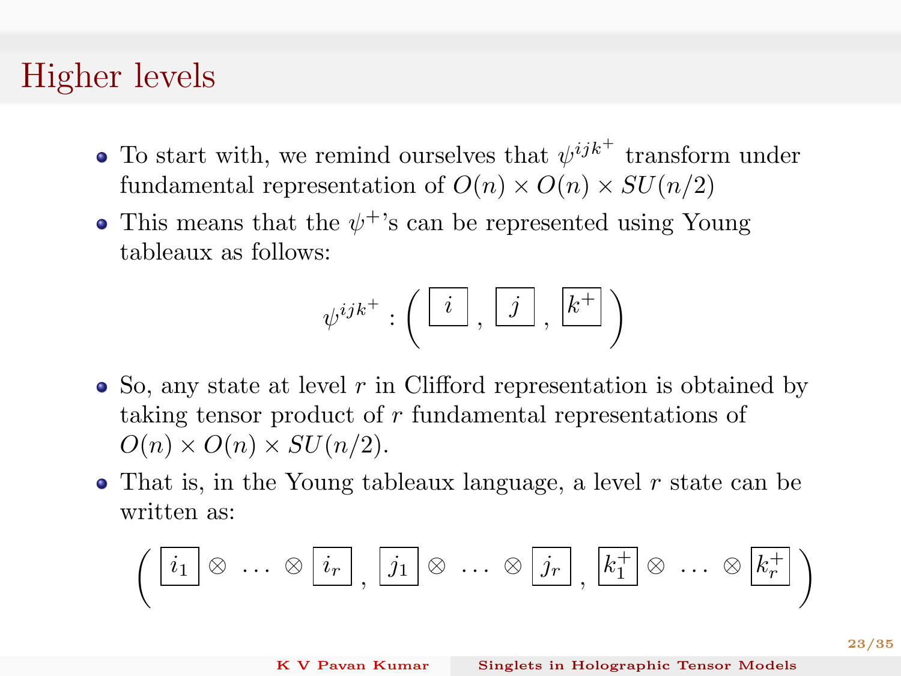# Higher levels

- To start with, we remind ourselves that $\psi^{ijk^+}$ transform under fundamental representation of $O(n) \times O(n) \times SU(n/2)$
- This means that the $\psi^+$'s can be represented using Young tableaux as follows:

$$\psi^{ijk^+} : \left( \boxed{\,i\,} \,,\, \boxed{\,j\,} \,,\, \boxed{k^+} \right)$$

- So, any state at level $r$ in Clifford representation is obtained by taking tensor product of $r$ fundamental representations of $O(n) \times O(n) \times SU(n/2)$.
- That is, in the Young tableaux language, a level $r$ state can be written as:

$$\left( \boxed{i_1} \otimes \ \dots \ \otimes \boxed{i_r} \,,\, \boxed{j_1} \otimes \ \dots \ \otimes \boxed{j_r} \,,\, \boxed{k_1^+} \otimes \ \dots \ \otimes \boxed{k_r^+} \right)$$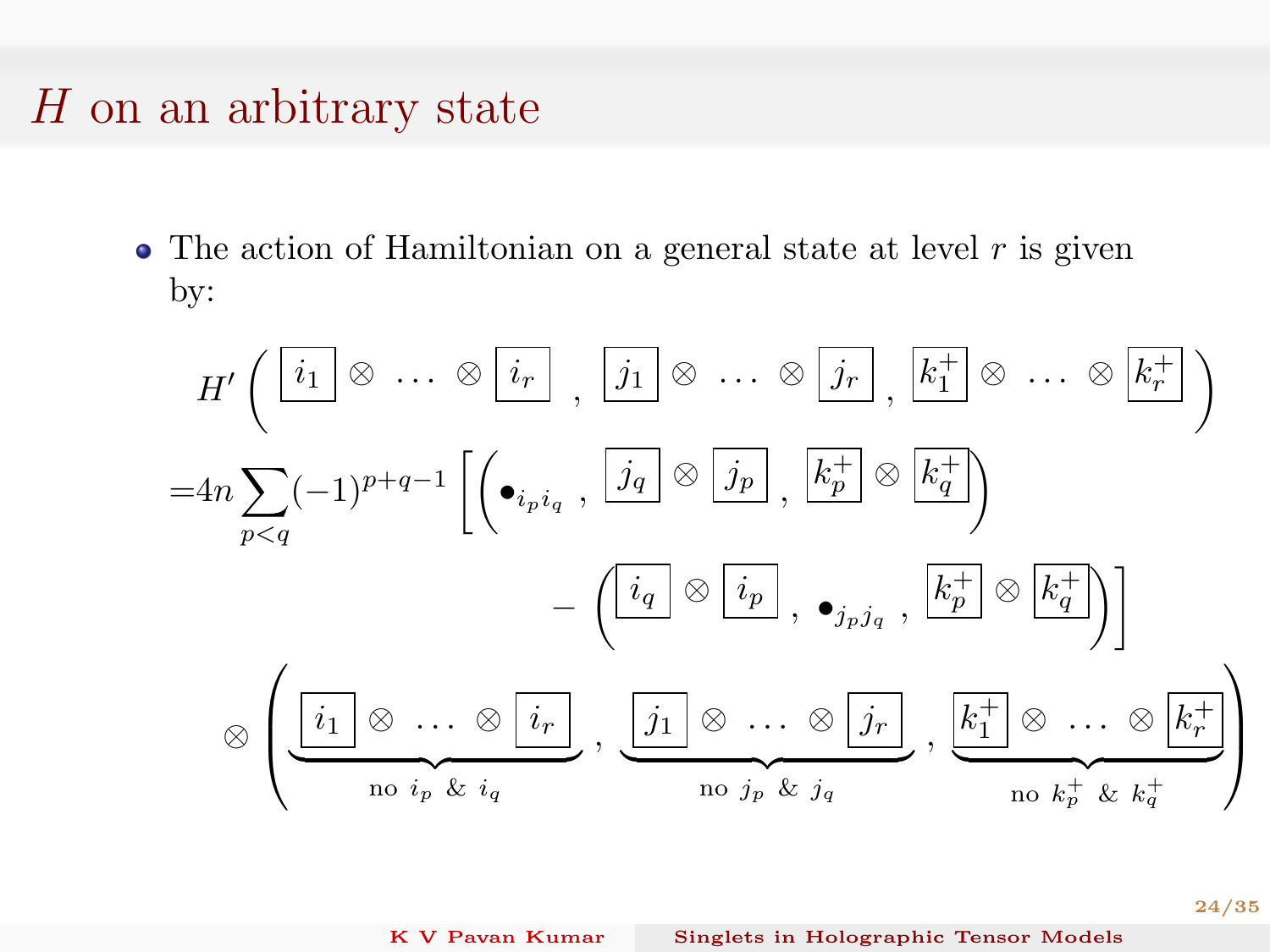# $H$ on an arbitrary state

- The action of Hamiltonian on a general state at level $r$ is given by:

$$
\begin{aligned}
& H'\left( \boxed{i_1} \otimes \ldots \otimes \boxed{i_r}\ ,\ \boxed{j_1} \otimes \ldots \otimes \boxed{j_r}\ ,\ \boxed{k_1^+} \otimes \ldots \otimes \boxed{k_r^+} \right) \\
=& 4n \sum_{p<q} (-1)^{p+q-1} \Bigg[ \left( \bullet_{i_p i_q}\ ,\ \boxed{j_q} \otimes \boxed{j_p}\ ,\ \boxed{k_p^+} \otimes \boxed{k_q^+} \right) \\
& \qquad\qquad - \left( \boxed{i_q} \otimes \boxed{i_p}\ ,\ \bullet_{j_p j_q}\ ,\ \boxed{k_p^+} \otimes \boxed{k_q^+} \right) \Bigg] \\
& \otimes \left( \underbrace{\boxed{i_1} \otimes \ldots \otimes \boxed{i_r}}_{\text{no } i_p \ \& \ i_q}\ ,\ \underbrace{\boxed{j_1} \otimes \ldots \otimes \boxed{j_r}}_{\text{no } j_p \ \& \ j_q}\ ,\ \underbrace{\boxed{k_1^+} \otimes \ldots \otimes \boxed{k_r^+}}_{\text{no } k_p^+ \ \& \ k_q^+} \right)
\end{aligned}
$$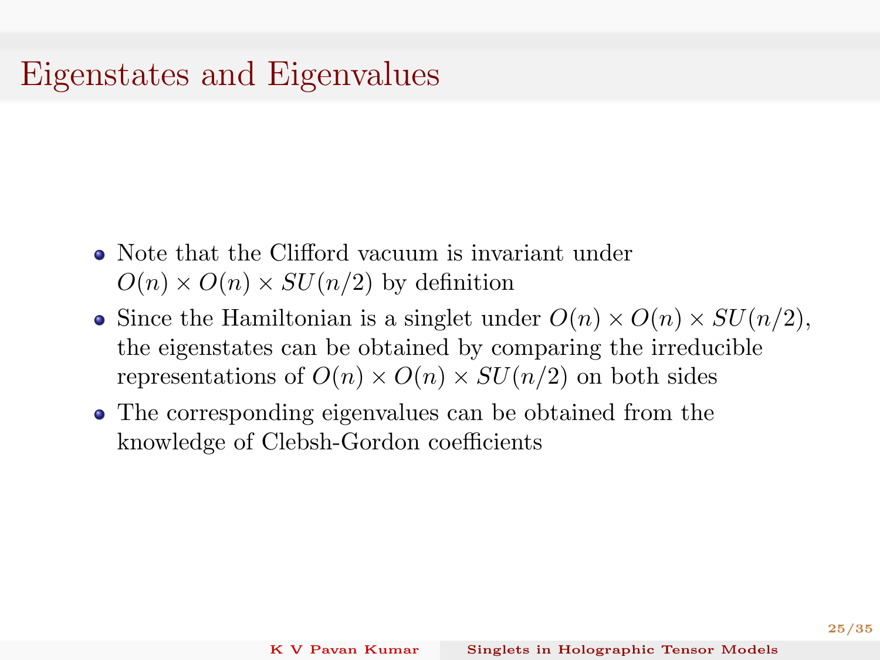# Eigenstates and Eigenvalues

- Note that the Clifford vacuum is invariant under $O(n) \times O(n) \times SU(n/2)$ by definition
- Since the Hamiltonian is a singlet under $O(n) \times O(n) \times SU(n/2)$, the eigenstates can be obtained by comparing the irreducible representations of $O(n) \times O(n) \times SU(n/2)$ on both sides
- The corresponding eigenvalues can be obtained from the knowledge of Clebsh-Gordon coefficients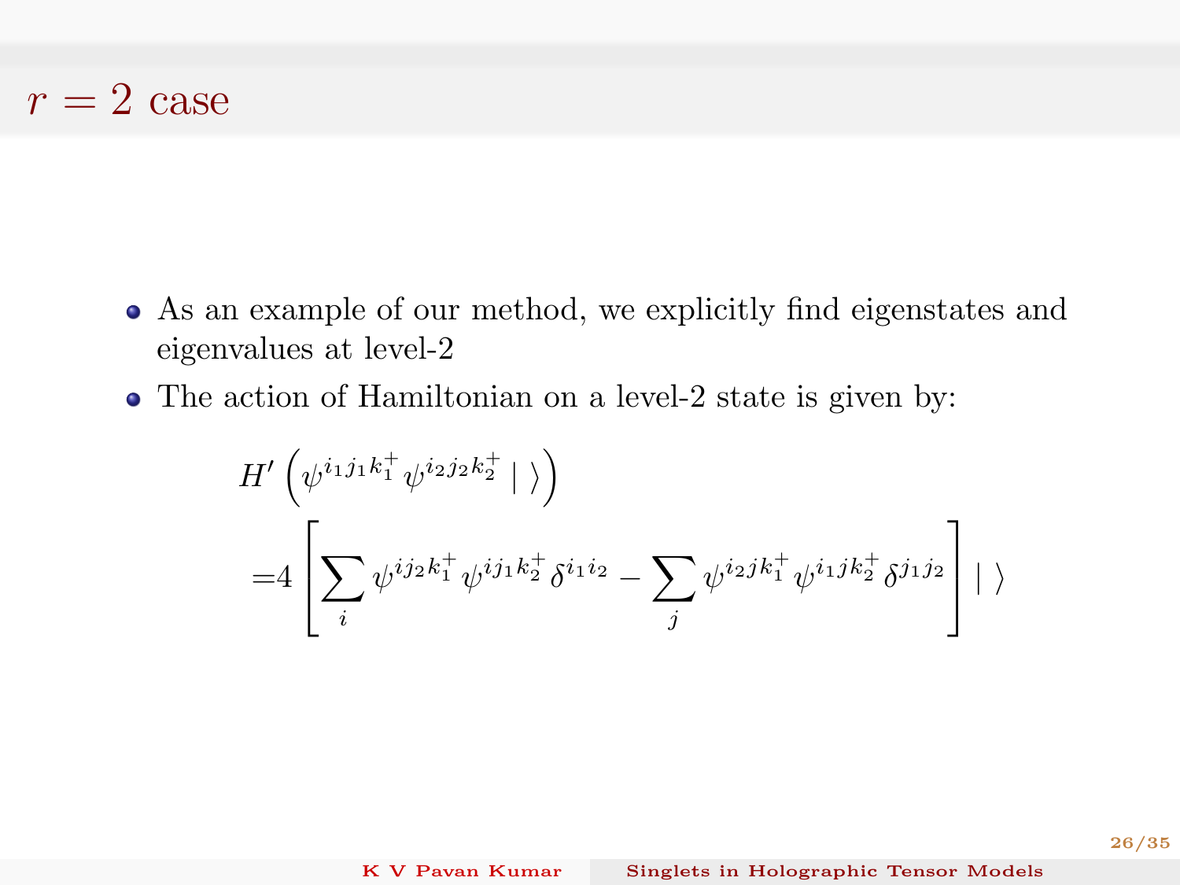## $r = 2$ case

- As an example of our method, we explicitly find eigenstates and eigenvalues at level-2
- The action of Hamiltonian on a level-2 state is given by:

$$
\begin{aligned}
&H'\left(\psi^{i_1 j_1 k_1^+}\psi^{i_2 j_2 k_2^+}\,|\,\rangle\right) \\
=&4\left[\sum_i \psi^{i j_2 k_1^+}\psi^{i j_1 k_2^+}\delta^{i_1 i_2} - \sum_j \psi^{i_2 j k_1^+}\psi^{i_1 j k_2^+}\delta^{j_1 j_2}\right]|\,\rangle
\end{aligned}
$$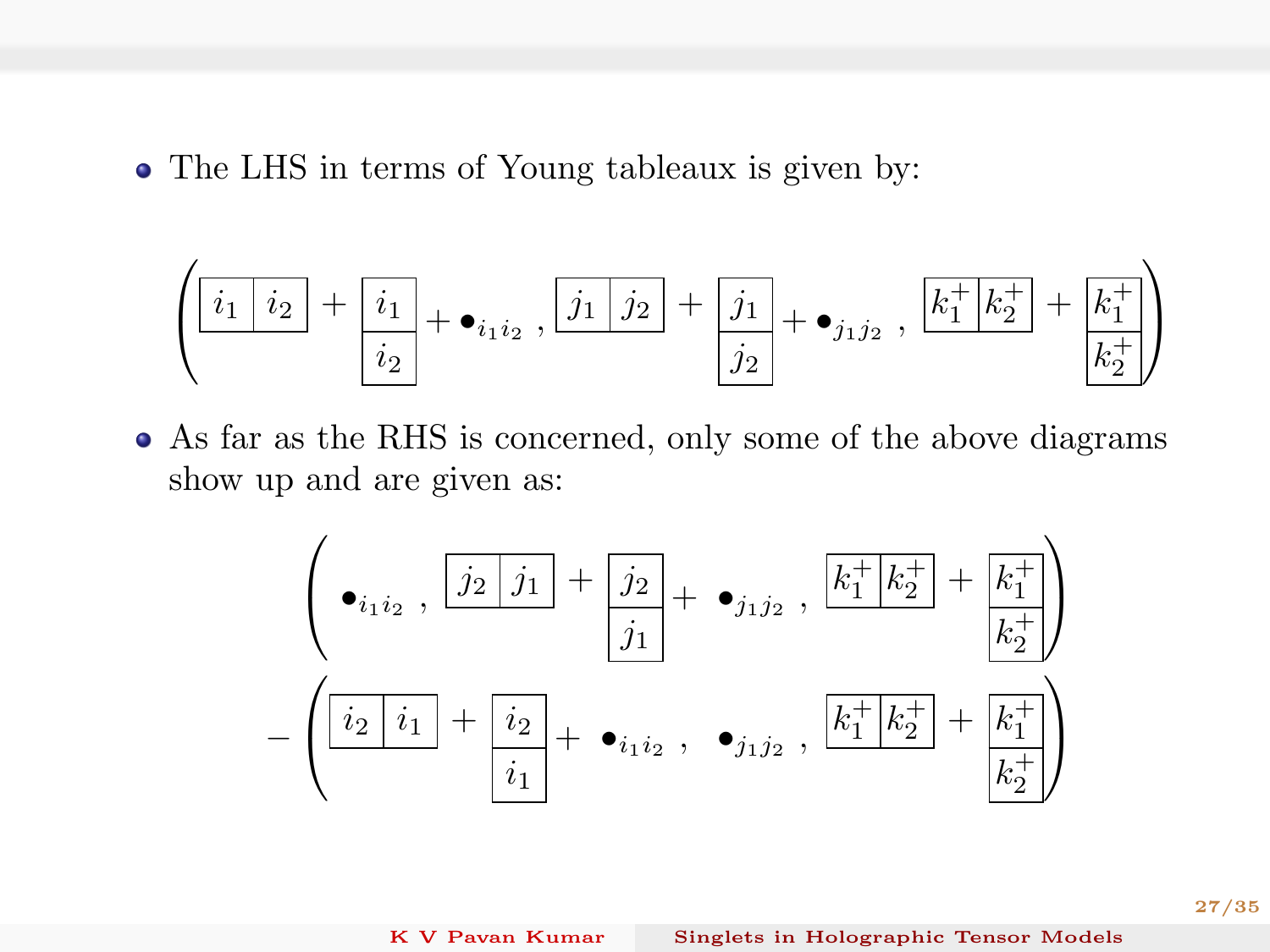- The LHS in terms of Young tableaux is given by:

$$\left( \boxed{i_1}\boxed{i_2} + \begin{array}{|c|}\hline i_1 \\ \hline i_2 \\ \hline \end{array} + \bullet_{i_1 i_2} \; , \; \boxed{j_1}\boxed{j_2} + \begin{array}{|c|}\hline j_1 \\ \hline j_2 \\ \hline \end{array} + \bullet_{j_1 j_2} \; , \; \boxed{k_1^+}\boxed{k_2^+} + \begin{array}{|c|}\hline k_1^+ \\ \hline k_2^+ \\ \hline \end{array} \right)$$

- As far as the RHS is concerned, only some of the above diagrams show up and are given as:

$$\left( \bullet_{i_1 i_2} \; , \; \boxed{j_2}\boxed{j_1} + \begin{array}{|c|}\hline j_2 \\ \hline j_1 \\ \hline \end{array} + \bullet_{j_1 j_2} \; , \; \boxed{k_1^+}\boxed{k_2^+} + \begin{array}{|c|}\hline k_1^+ \\ \hline k_2^+ \\ \hline \end{array} \right)$$

$$- \left( \boxed{i_2}\boxed{i_1} + \begin{array}{|c|}\hline i_2 \\ \hline i_1 \\ \hline \end{array} + \bullet_{i_1 i_2} \; , \; \bullet_{j_1 j_2} \; , \; \boxed{k_1^+}\boxed{k_2^+} + \begin{array}{|c|}\hline k_1^+ \\ \hline k_2^+ \\ \hline \end{array} \right)$$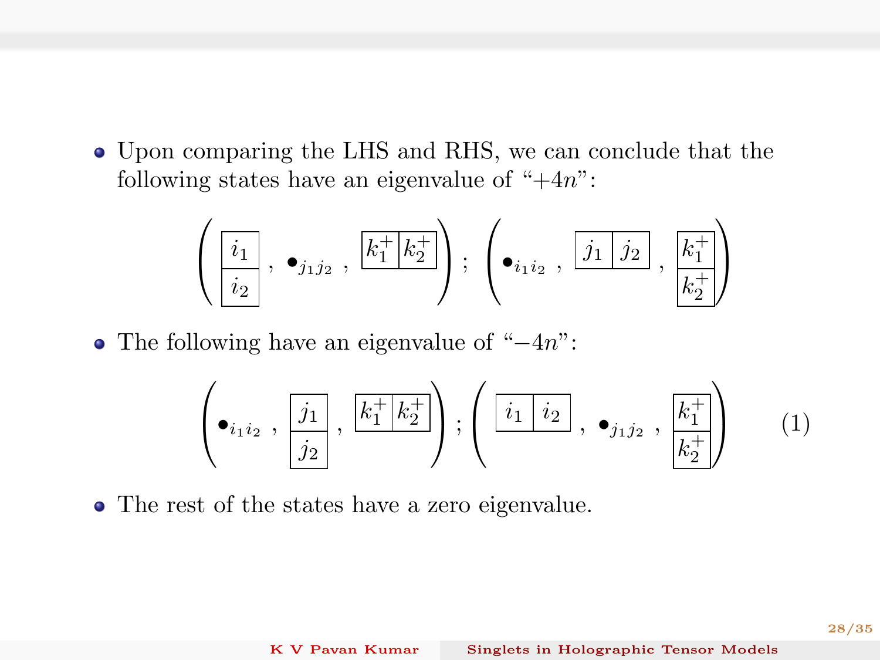- Upon comparing the LHS and RHS, we can conclude that the following states have an eigenvalue of "$+4n$":

$$\left( \begin{array}{|c|}\hline i_1 \\ \hline i_2 \\ \hline \end{array}\ , \ \bullet_{j_1 j_2}\ , \ \begin{array}{|c|c|}\hline k_1^+ & k_2^+ \\ \hline \end{array} \right) ; \ \left( \bullet_{i_1 i_2}\ , \ \begin{array}{|c|c|}\hline j_1 & j_2 \\ \hline \end{array}\ , \ \begin{array}{|c|}\hline k_1^+ \\ \hline k_2^+ \\ \hline \end{array} \right)$$

- The following have an eigenvalue of "$-4n$":

$$\left( \bullet_{i_1 i_2}\ , \ \begin{array}{|c|}\hline j_1 \\ \hline j_2 \\ \hline \end{array}\ , \ \begin{array}{|c|c|}\hline k_1^+ & k_2^+ \\ \hline \end{array} \right) ; \ \left( \begin{array}{|c|c|}\hline i_1 & i_2 \\ \hline \end{array}\ , \ \bullet_{j_1 j_2}\ , \ \begin{array}{|c|}\hline k_1^+ \\ \hline k_2^+ \\ \hline \end{array} \right) \tag{1}$$

- The rest of the states have a zero eigenvalue.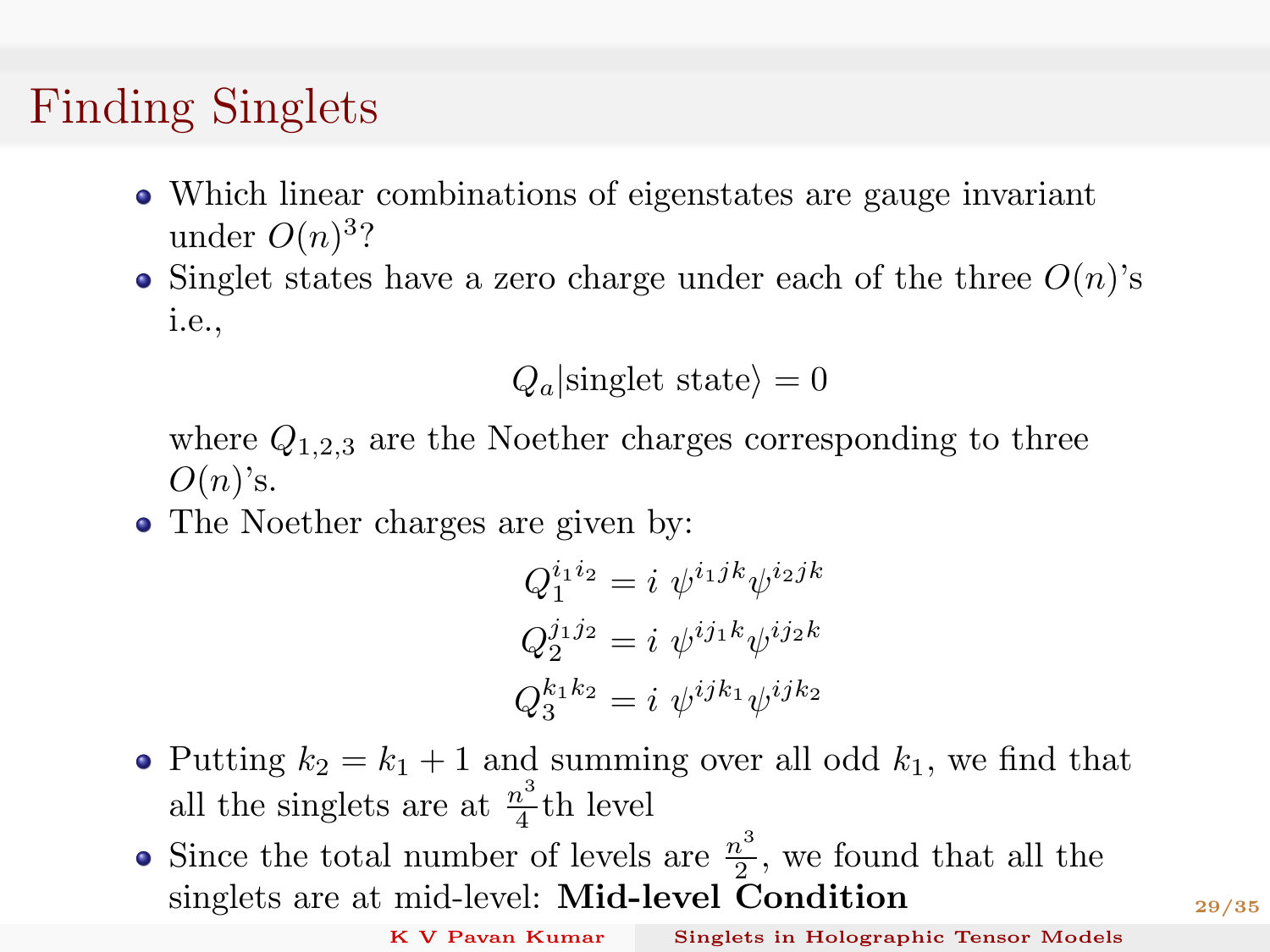# Finding Singlets

- Which linear combinations of eigenstates are gauge invariant under $O(n)^3$?
- Singlet states have a zero charge under each of the three $O(n)$'s i.e.,

$$Q_a|\text{singlet state}\rangle = 0$$

  where $Q_{1,2,3}$ are the Noether charges corresponding to three $O(n)$'s.

- The Noether charges are given by:

$$Q_1^{i_1 i_2} = i\ \psi^{i_1 jk}\psi^{i_2 jk}$$
$$Q_2^{j_1 j_2} = i\ \psi^{i j_1 k}\psi^{i j_2 k}$$
$$Q_3^{k_1 k_2} = i\ \psi^{ij k_1}\psi^{ij k_2}$$

- Putting $k_2 = k_1 + 1$ and summing over all odd $k_1$, we find that all the singlets are at $\frac{n^3}{4}$th level
- Since the total number of levels are $\frac{n^3}{2}$, we found that all the singlets are at mid-level: **Mid-level Condition**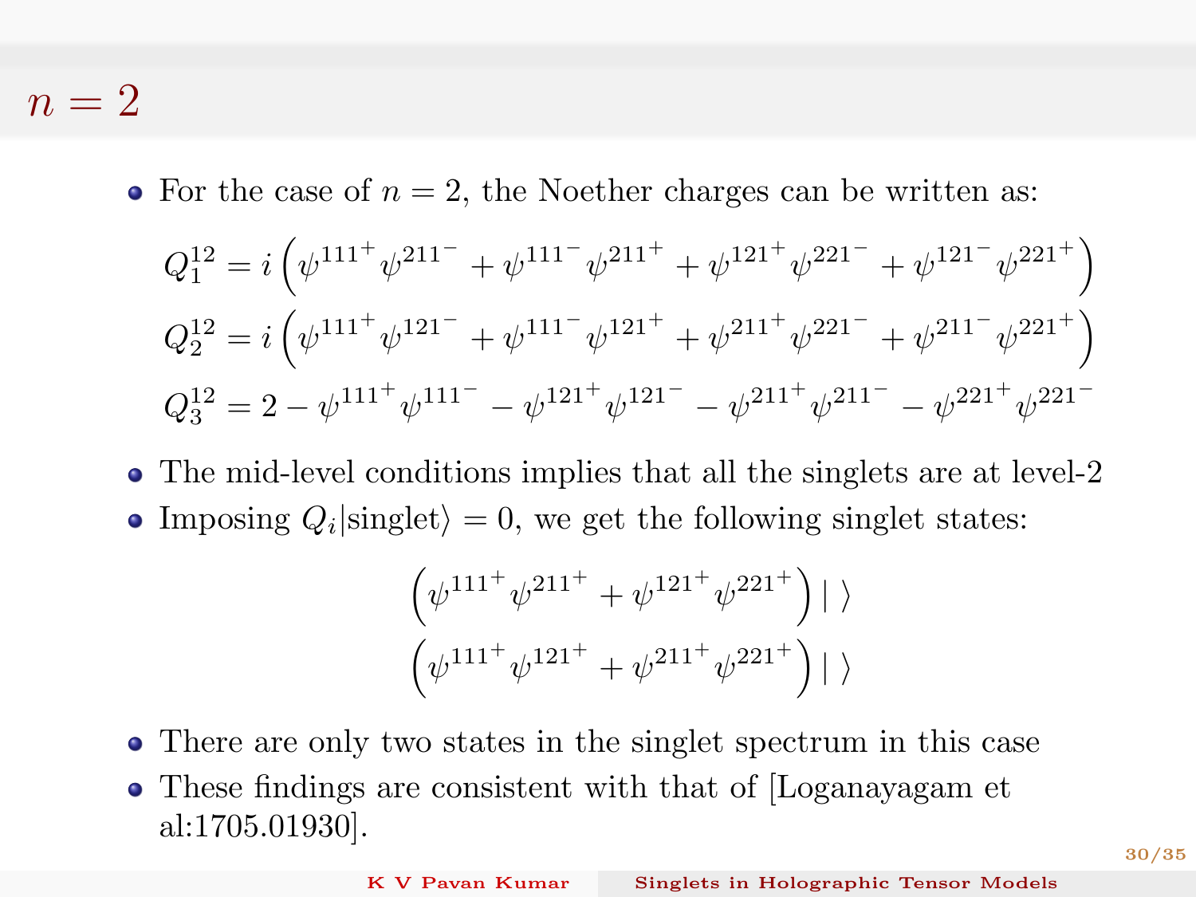# $n = 2$

- For the case of $n = 2$, the Noether charges can be written as:

$$Q_1^{12} = i\left(\psi^{111^+}\psi^{211^-} + \psi^{111^-}\psi^{211^+} + \psi^{121^+}\psi^{221^-} + \psi^{121^-}\psi^{221^+}\right)$$

$$Q_2^{12} = i\left(\psi^{111^+}\psi^{121^-} + \psi^{111^-}\psi^{121^+} + \psi^{211^+}\psi^{221^-} + \psi^{211^-}\psi^{221^+}\right)$$

$$Q_3^{12} = 2 - \psi^{111^+}\psi^{111^-} - \psi^{121^+}\psi^{121^-} - \psi^{211^+}\psi^{211^-} - \psi^{221^+}\psi^{221^-}$$

- The mid-level conditions implies that all the singlets are at level-2
- Imposing $Q_i|\text{singlet}\rangle = 0$, we get the following singlet states:

$$\left(\psi^{111^+}\psi^{211^+} + \psi^{121^+}\psi^{221^+}\right)|\ \rangle$$

$$\left(\psi^{111^+}\psi^{121^+} + \psi^{211^+}\psi^{221^+}\right)|\ \rangle$$

- There are only two states in the singlet spectrum in this case
- These findings are consistent with that of [Loganayagam et al:1705.01930].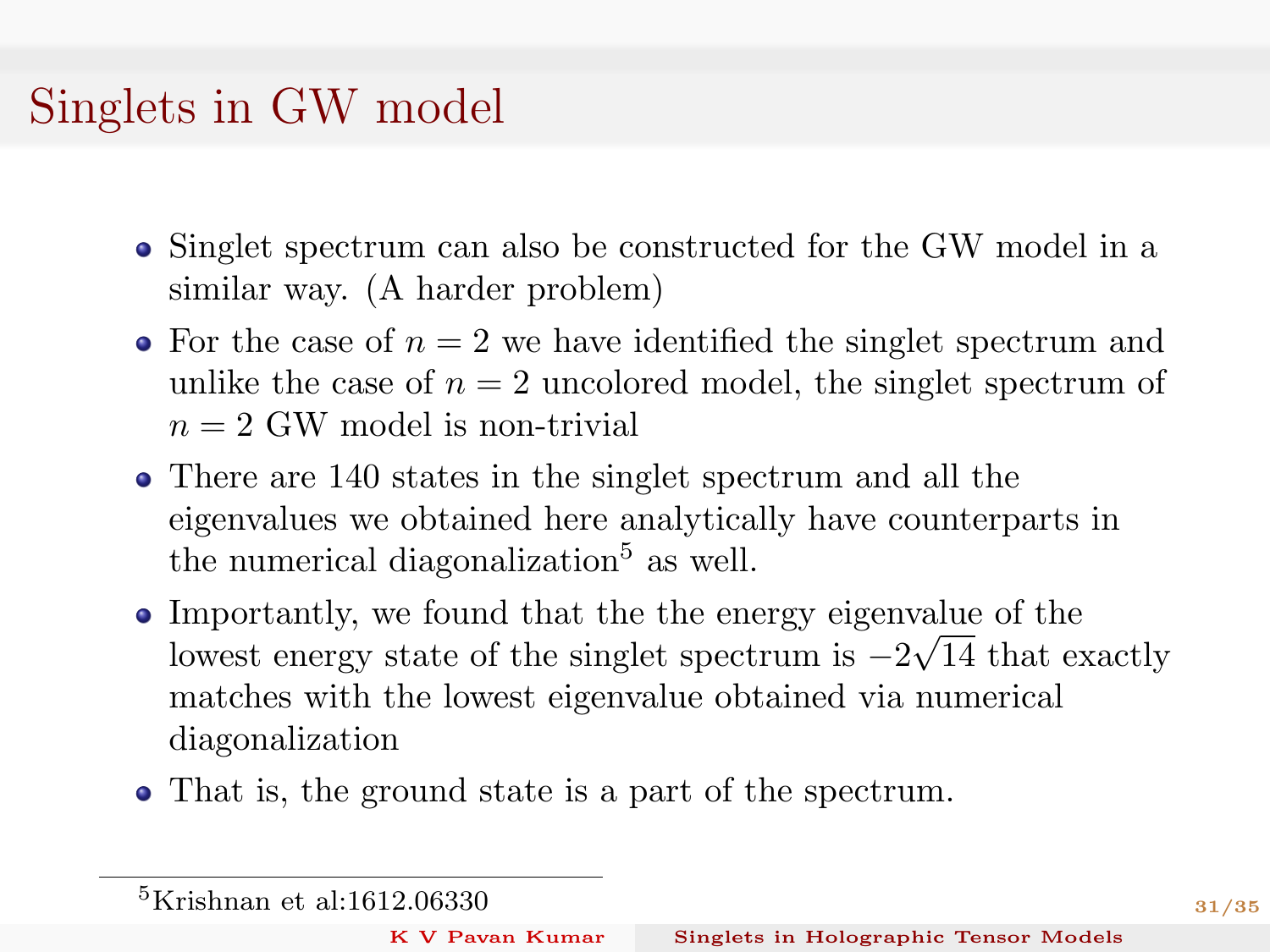# Singlets in GW model

- Singlet spectrum can also be constructed for the GW model in a similar way. (A harder problem)
- For the case of $n = 2$ we have identified the singlet spectrum and unlike the case of $n = 2$ uncolored model, the singlet spectrum of $n = 2$ GW model is non-trivial
- There are 140 states in the singlet spectrum and all the eigenvalues we obtained here analytically have counterparts in the numerical diagonalization[5] as well.
- Importantly, we found that the the energy eigenvalue of the lowest energy state of the singlet spectrum is $-2\sqrt{14}$ that exactly matches with the lowest eigenvalue obtained via numerical diagonalization
- That is, the ground state is a part of the spectrum.

[5] Krishnan et al:1612.06330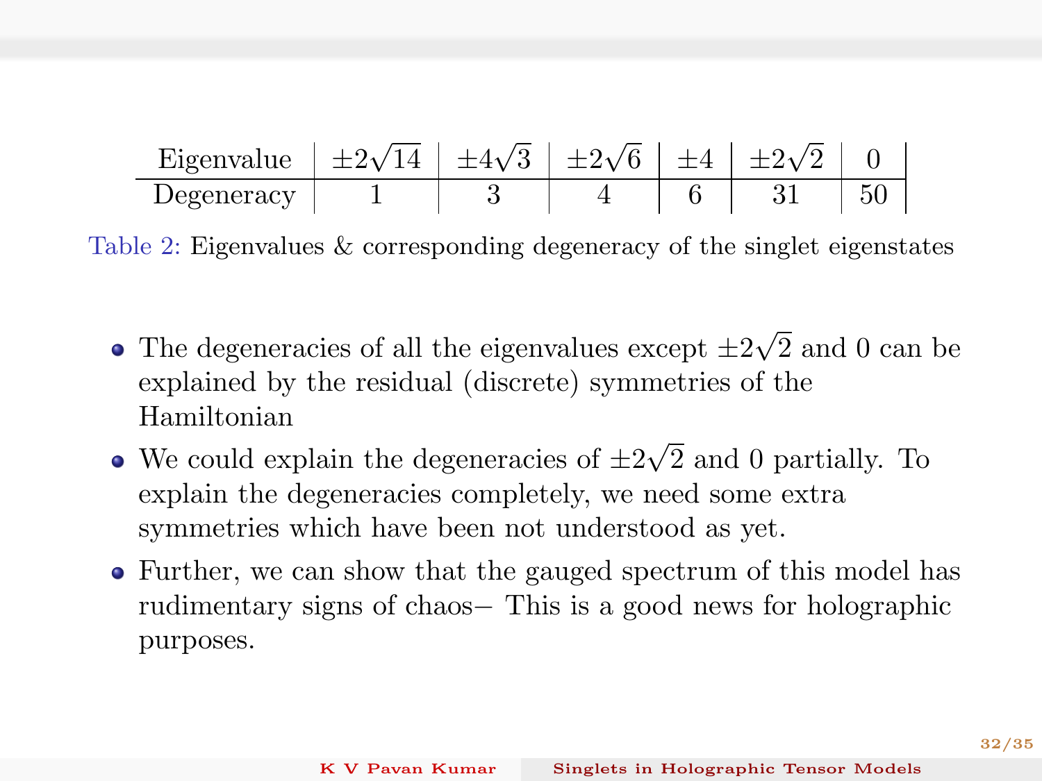| Eigenvalue | $\pm 2\sqrt{14}$ | $\pm 4\sqrt{3}$ | $\pm 2\sqrt{6}$ | $\pm 4$ | $\pm 2\sqrt{2}$ | 0 |
|---|---|---|---|---|---|---|
| Degeneracy | 1 | 3 | 4 | 6 | 31 | 50 |

Table 2: Eigenvalues & corresponding degeneracy of the singlet eigenstates

- The degeneracies of all the eigenvalues except $\pm 2\sqrt{2}$ and 0 can be explained by the residual (discrete) symmetries of the Hamiltonian
- We could explain the degeneracies of $\pm 2\sqrt{2}$ and 0 partially. To explain the degeneracies completely, we need some extra symmetries which have been not understood as yet.
- Further, we can show that the gauged spectrum of this model has rudimentary signs of chaos− This is a good news for holographic purposes.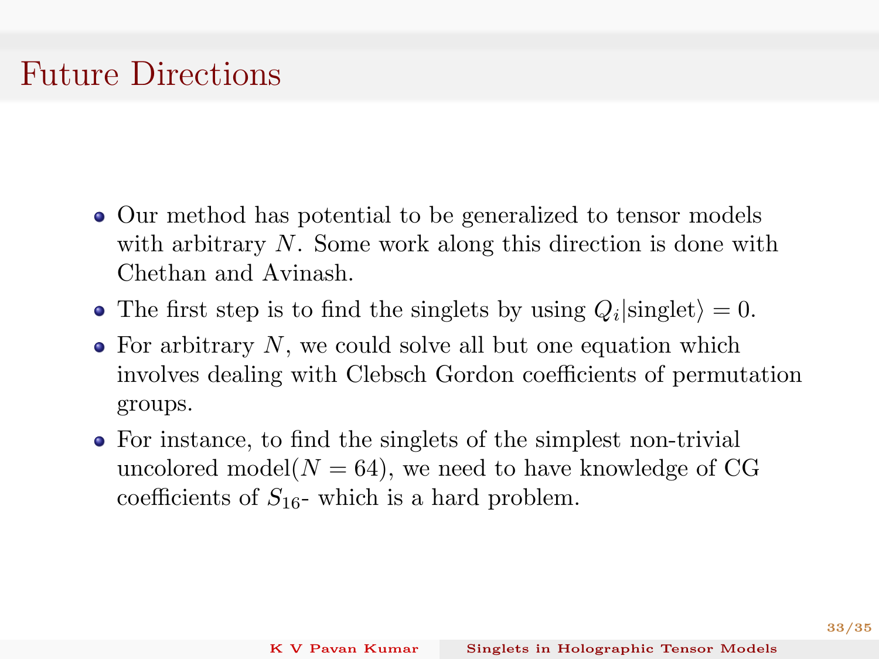# Future Directions

- Our method has potential to be generalized to tensor models with arbitrary $N$. Some work along this direction is done with Chethan and Avinash.
- The first step is to find the singlets by using $Q_i|\text{singlet}\rangle = 0$.
- For arbitrary $N$, we could solve all but one equation which involves dealing with Clebsch Gordon coefficients of permutation groups.
- For instance, to find the singlets of the simplest non-trivial uncolored model($N = 64$), we need to have knowledge of CG coefficients of $S_{16}$- which is a hard problem.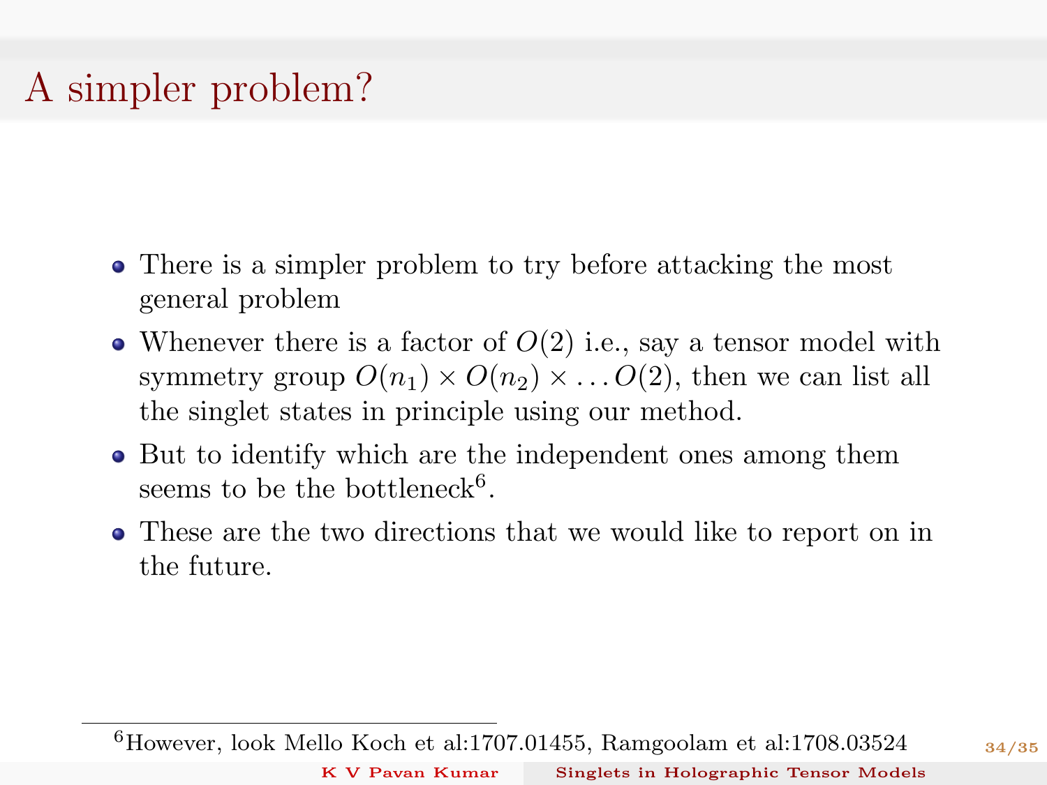# A simpler problem?

- There is a simpler problem to try before attacking the most general problem
- Whenever there is a factor of $O(2)$ i.e., say a tensor model with symmetry group $O(n_1) \times O(n_2) \times \ldots O(2)$, then we can list all the singlet states in principle using our method.
- But to identify which are the independent ones among them seems to be the bottleneck[6].
- These are the two directions that we would like to report on in the future.

[6] However, look Mello Koch et al:1707.01455, Ramgoolam et al:1708.03524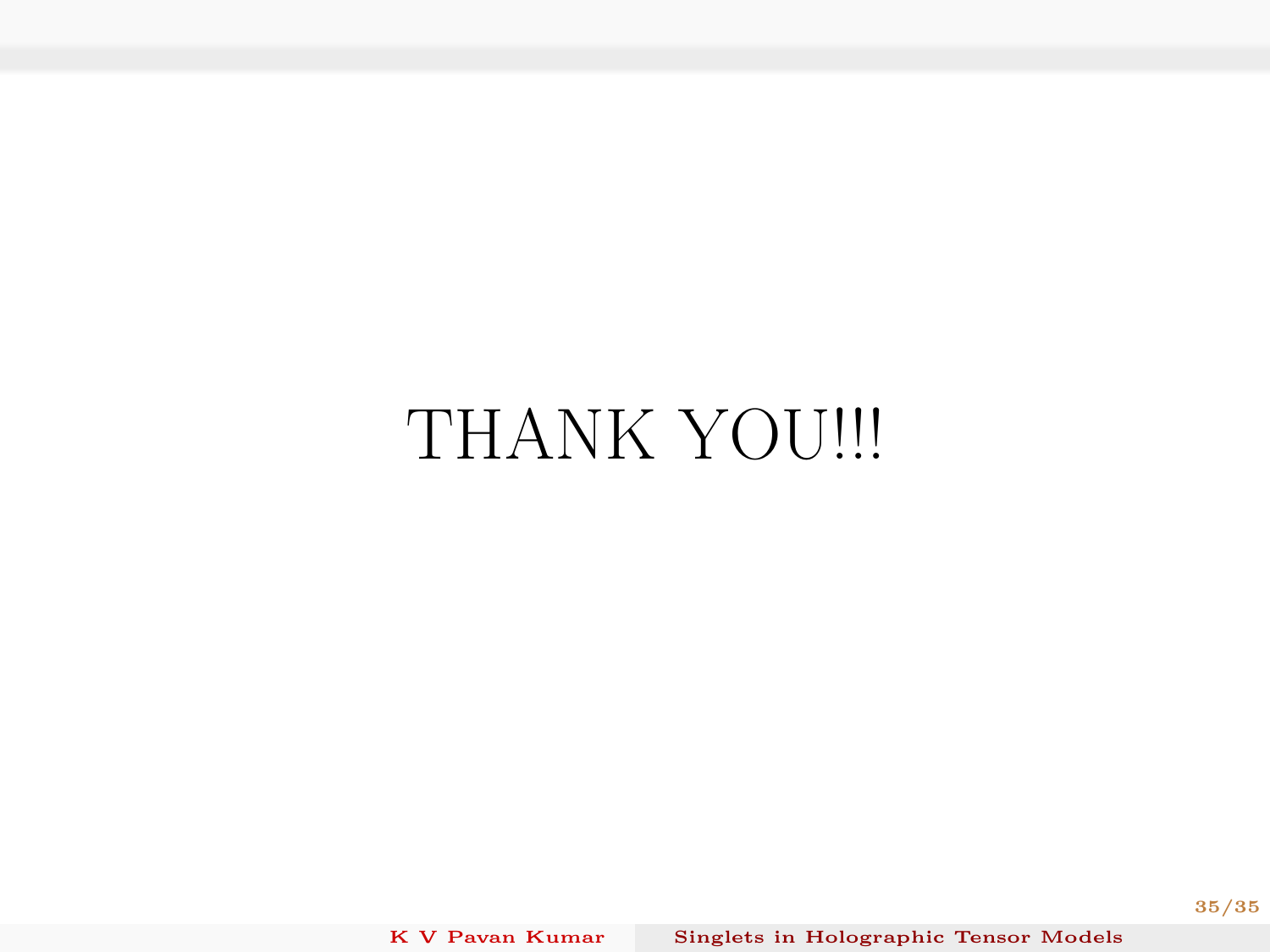THANK YOU!!!